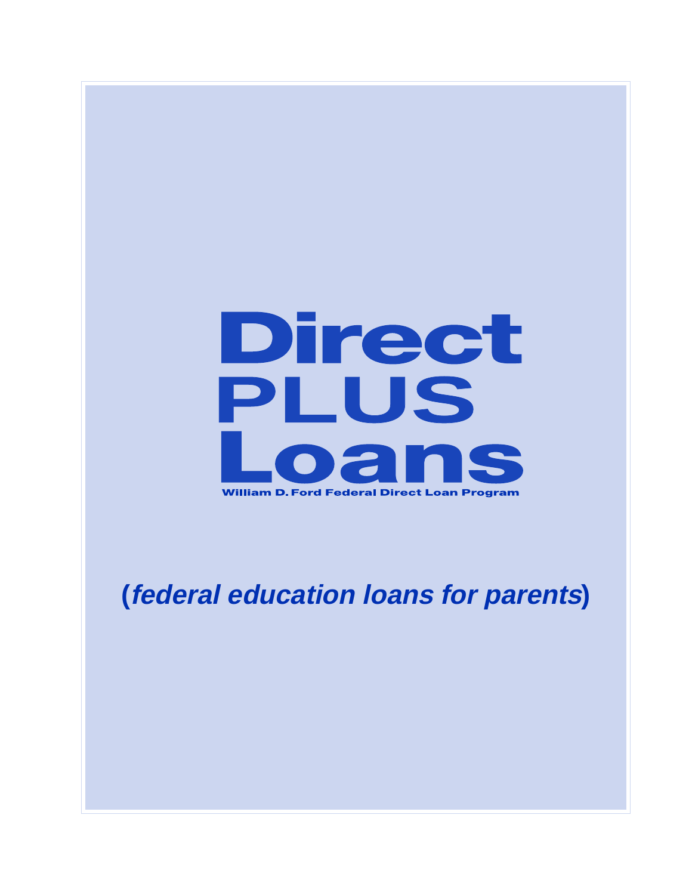# Direct PLUS Loans

**William D. Ford Federal Direct Loan Program**

**(*federal education loans for parents*)**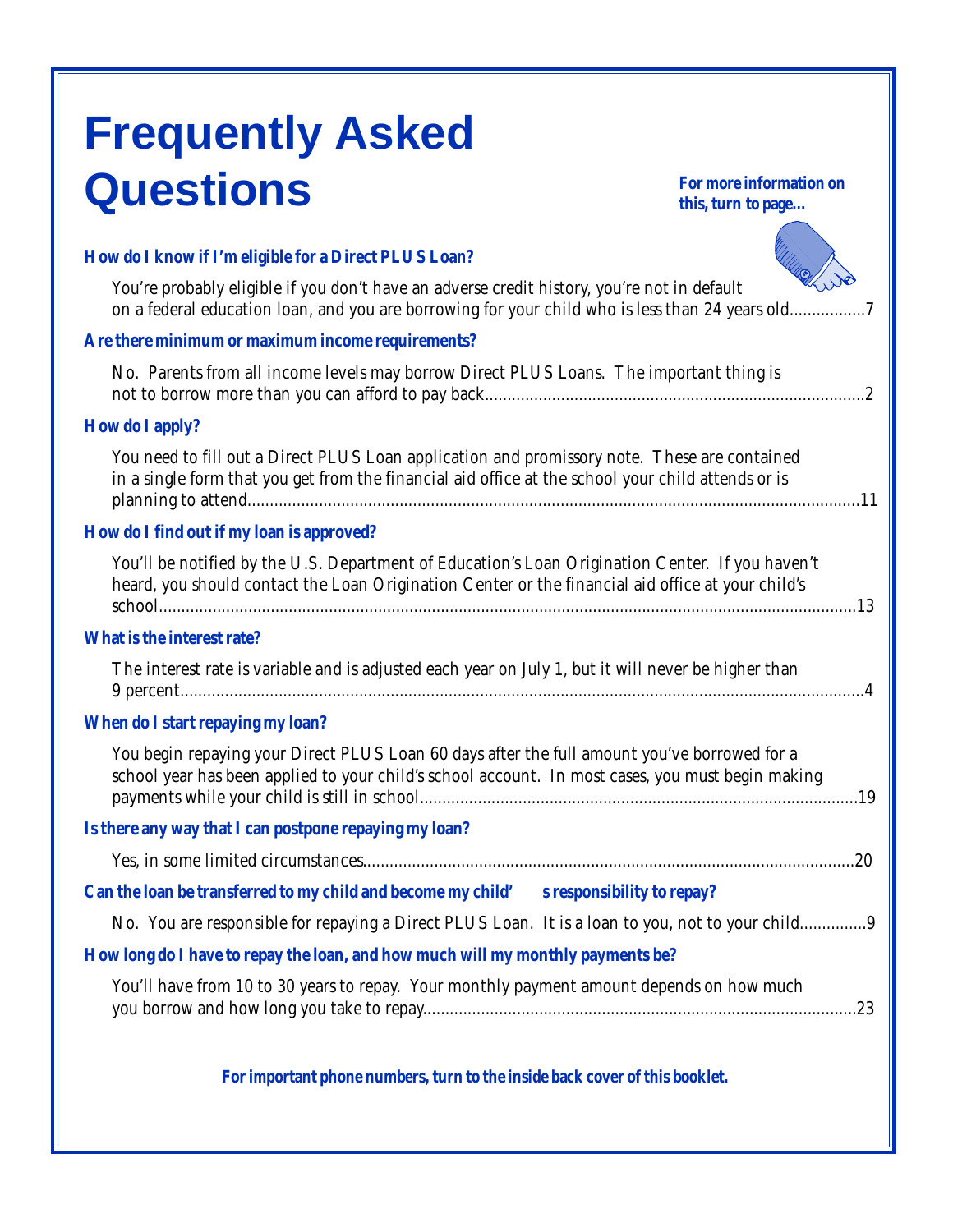# Frequently Asked Questions

**For more information on this, turn to page...**

**How do I know if I'm eligible for a Direct PLUS Loan?**

You're probably eligible if you don't have an adverse credit history, you're not in default on a federal education loan, and you are borrowing for your child who is less than 24 years old................7

**Are there minimum or maximum income requirements?**

No. Parents from all income levels may borrow Direct PLUS Loans. The important thing is not to borrow more than you can afford to pay back....................................................................................2

**How do I apply?**

You need to fill out a Direct PLUS Loan application and promissory note. These are contained in a single form that you get from the financial aid office at the school your child attends or is planning to attend.......................................................................................................................................11

**How do I find out if my loan is approved?**

You'll be notified by the U.S. Department of Education's Loan Origination Center. If you haven't heard, you should contact the Loan Origination Center or the financial aid office at your child's school.........................................................................................................................................13

**What is the interest rate?**

The interest rate is variable and is adjusted each year on July 1, but it will never be higher than 9 percent.....................................................................................................................................4

**When do I start repaying my loan?**

You begin repaying your Direct PLUS Loan 60 days after the full amount you've borrowed for a school year has been applied to your child's school account. In most cases, you must begin making payments while your child is still in school.................................................................................19

**Is there any way that I can postpone repaying my loan?**

Yes, in some limited circumstances.............................................................................................20

**Can the loan be transferred to my child and become my child's responsibility to repay?**

No. You are responsible for repaying a Direct PLUS Loan. It is a loan to you, not to your child...............9

**How long do I have to repay the loan, and how much will my monthly payments be?**

You'll have from 10 to 30 years to repay. Your monthly payment amount depends on how much you borrow and how long you take to repay................................................................................23

**For important phone numbers, turn to the inside back cover of this booklet.**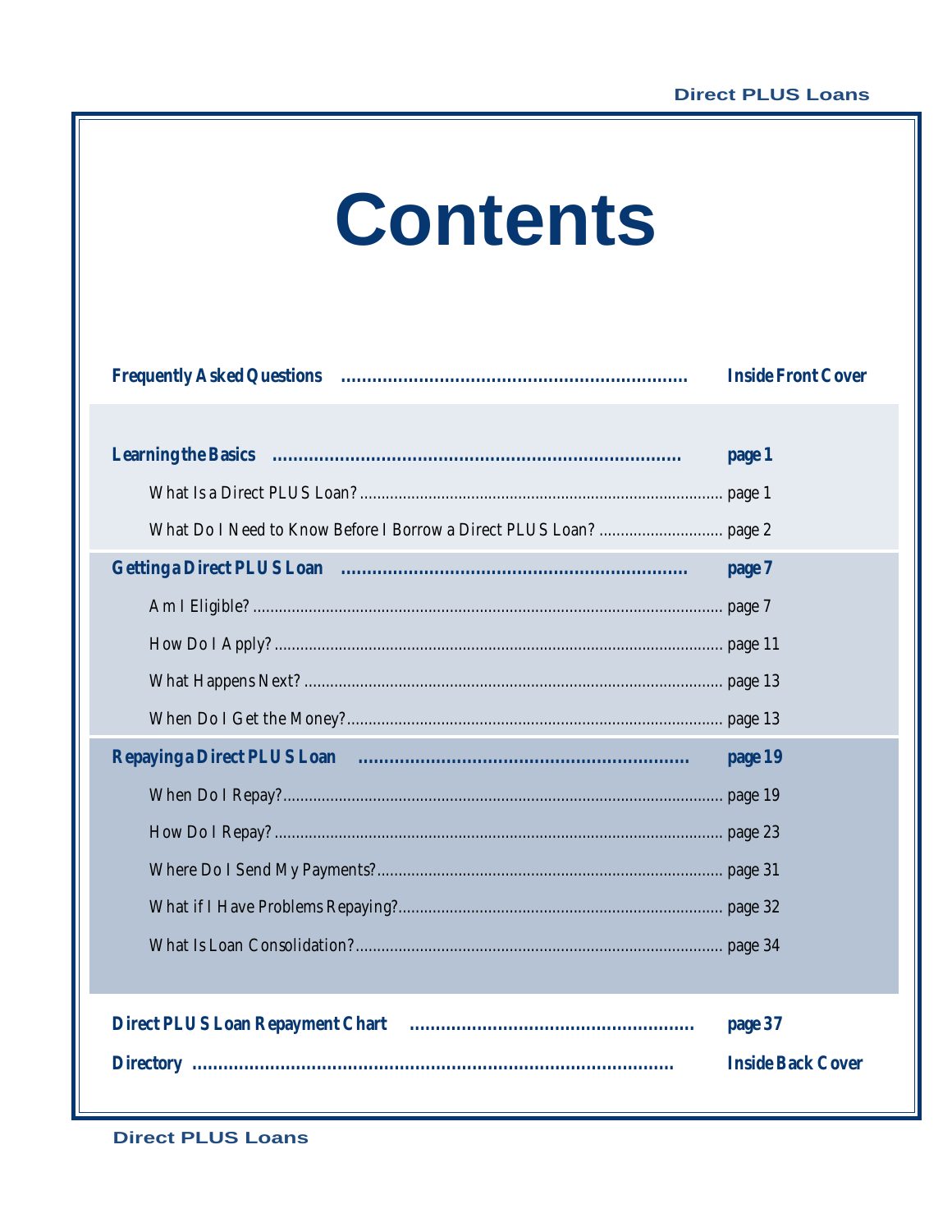# Contents

**Frequently Asked Questions** .................................................................. **Inside Front Cover**

**Learning the Basics** ............................................................................ **page 1**

- What Is a Direct PLUS Loan? .................................................................................... page 1
- What Do I Need to Know Before I Borrow a Direct PLUS Loan? ............................. page 2

**Getting a Direct PLUS Loan** .................................................................. **page 7**

- Am I Eligible? ............................................................................................................ page 7
- How Do I Apply? ....................................................................................................... page 11
- What Happens Next? ................................................................................................ page 13
- When Do I Get the Money? ....................................................................................... page 13

**Repaying a Direct PLUS Loan** ................................................................ **page 19**

- When Do I Repay? ..................................................................................................... page 19
- How Do I Repay? ....................................................................................................... page 23
- Where Do I Send My Payments? ................................................................................ page 31
- What if I Have Problems Repaying? ........................................................................... page 32
- What Is Loan Consolidation? ..................................................................................... page 34

**Direct PLUS Loan Repayment Chart** ...................................................... **page 37**

**Directory** ............................................................................................. **Inside Back Cover**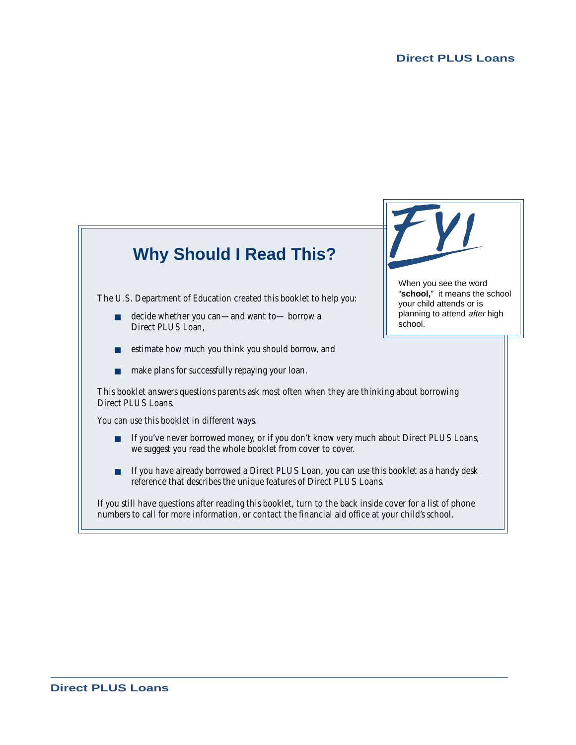## Why Should I Read This?

> **FYI**
>
> When you see the word "**school,**" it means the school your child attends or is planning to attend *after* high school.

The U.S. Department of Education created this booklet to help you:

- decide whether you can—and want to— borrow a Direct PLUS Loan,
- estimate how much you think you should borrow, and
- make plans for successfully repaying your loan.

This booklet answers questions parents ask most often when they are thinking about borrowing Direct PLUS Loans.

You can use this booklet in different ways.

- If you've never borrowed money, or if you don't know very much about Direct PLUS Loans, we suggest you read the whole booklet from cover to cover.
- If you have already borrowed a Direct PLUS Loan, you can use this booklet as a handy desk reference that describes the unique features of Direct PLUS Loans.

If you still have questions after reading this booklet, turn to the back inside cover for a list of phone numbers to call for more information, or contact the financial aid office at your child's school.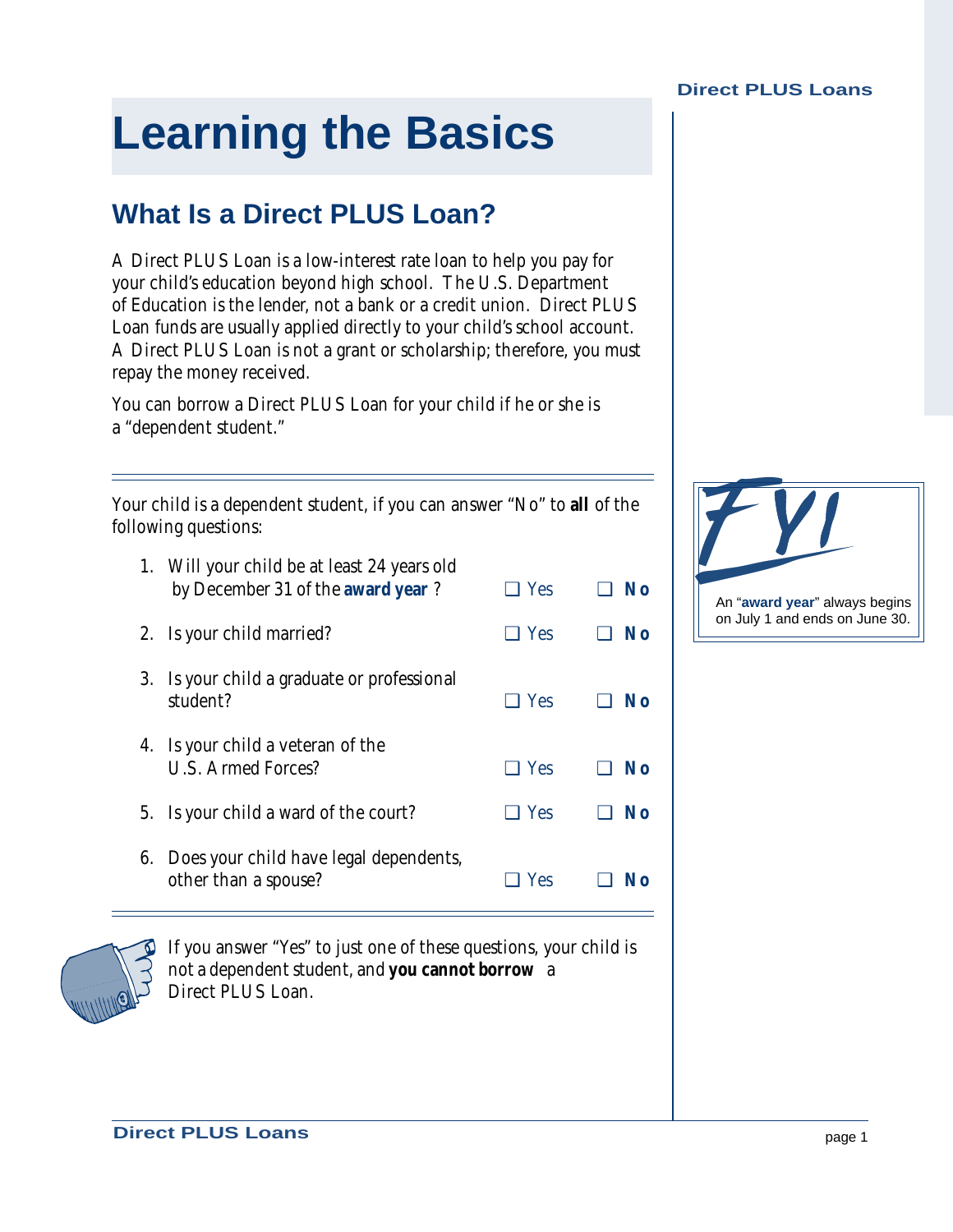# Learning the Basics

## What Is a Direct PLUS Loan?

A Direct PLUS Loan is a low-interest rate loan to help you pay for your child's education beyond high school. The U.S. Department of Education is the lender, not a bank or a credit union. Direct PLUS Loan funds are usually applied directly to your child's school account. A Direct PLUS Loan is not a grant or scholarship; therefore, you must repay the money received.

You can borrow a Direct PLUS Loan for your child if he or she is a "dependent student."

---

Your child is a dependent student, if you can answer "No" to **all** of the following questions:

| | | | |
|---|---|---|---|
| 1. | Will your child be at least 24 years old by December 31 of the **award year**? | ❑ Yes | ❑ **No** |
| 2. | Is your child married? | ❑ Yes | ❑ **No** |
| 3. | Is your child a graduate or professional student? | ❑ Yes | ❑ **No** |
| 4. | Is your child a veteran of the U.S. Armed Forces? | ❑ Yes | ❑ **No** |
| 5. | Is your child a ward of the court? | ❑ Yes | ❑ **No** |
| 6. | Does your child have legal dependents, other than a spouse? | ❑ Yes | ❑ **No** |

---

If you answer "Yes" to just one of these questions, your child is not a dependent student, and **you cannot borrow** a Direct PLUS Loan.

**FYI**

An "**award year**" always begins on July 1 and ends on June 30.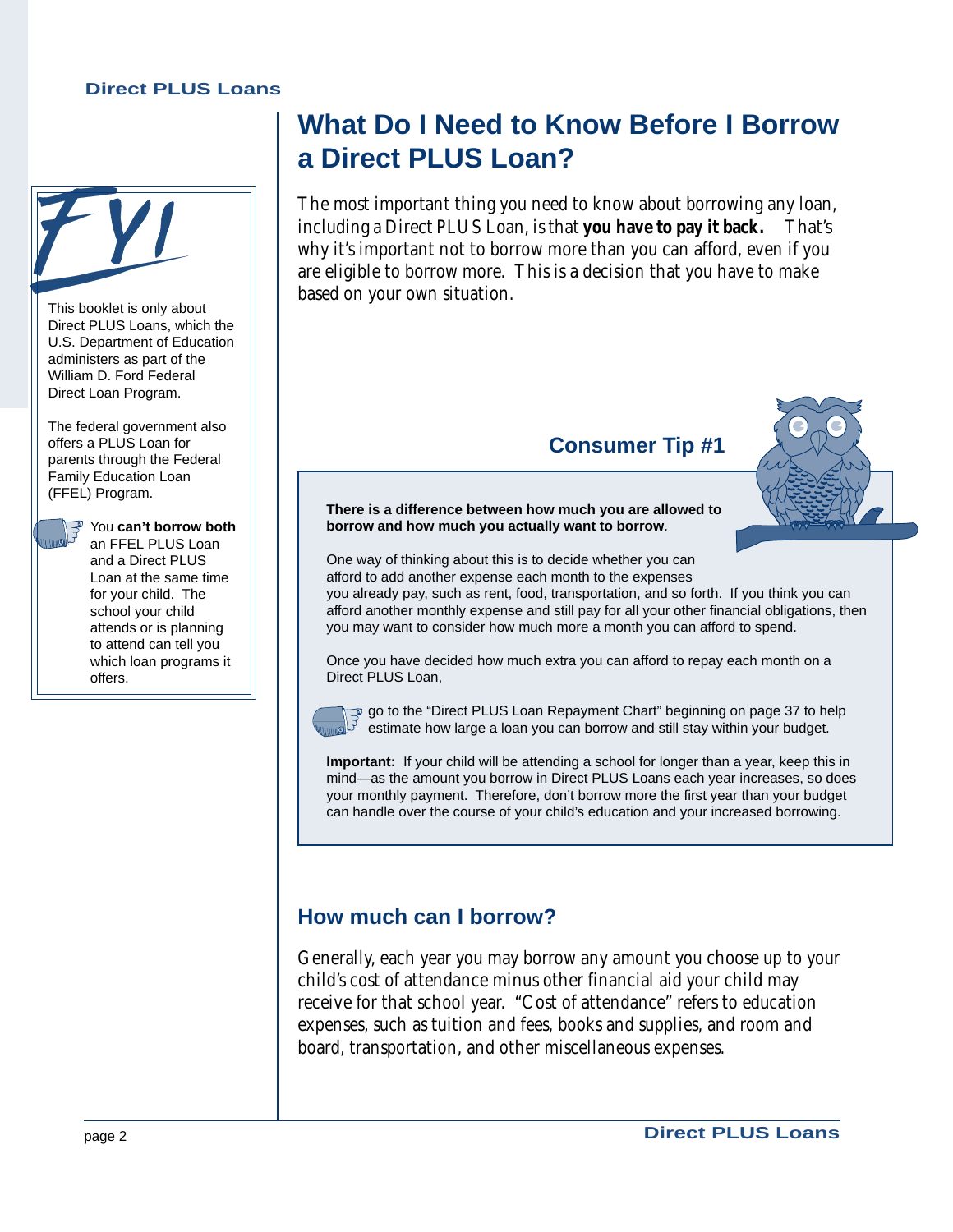# What Do I Need to Know Before I Borrow a Direct PLUS Loan?

The most important thing you need to know about borrowing any loan, including a Direct PLUS Loan, is that **you have to pay it back.** That's why it's important not to borrow more than you can afford, even if you are eligible to borrow more. This is a decision that you have to make based on your own situation.

**FYI**

This booklet is only about Direct PLUS Loans, which the U.S. Department of Education administers as part of the William D. Ford Federal Direct Loan Program.

The federal government also offers a PLUS Loan for parents through the Federal Family Education Loan (FFEL) Program.

You **can't borrow both** an FFEL PLUS Loan and a Direct PLUS Loan at the same time for your child. The school your child attends or is planning to attend can tell you which loan programs it offers.

### Consumer Tip #1

**There is a difference between how much you are allowed to borrow and how much you actually want to borrow**.

One way of thinking about this is to decide whether you can afford to add another expense each month to the expenses you already pay, such as rent, food, transportation, and so forth. If you think you can afford another monthly expense and still pay for all your other financial obligations, then you may want to consider how much more a month you can afford to spend.

Once you have decided how much extra you can afford to repay each month on a Direct PLUS Loan,

go to the "Direct PLUS Loan Repayment Chart" beginning on page 37 to help estimate how large a loan you can borrow and still stay within your budget.

**Important:** If your child will be attending a school for longer than a year, keep this in mind—as the amount you borrow in Direct PLUS Loans each year increases, so does your monthly payment. Therefore, don't borrow more the first year than your budget can handle over the course of your child's education and your increased borrowing.

## How much can I borrow?

Generally, each year you may borrow any amount you choose up to your child's cost of attendance minus other financial aid your child may receive for that school year. "Cost of attendance" refers to education expenses, such as tuition and fees, books and supplies, and room and board, transportation, and other miscellaneous expenses.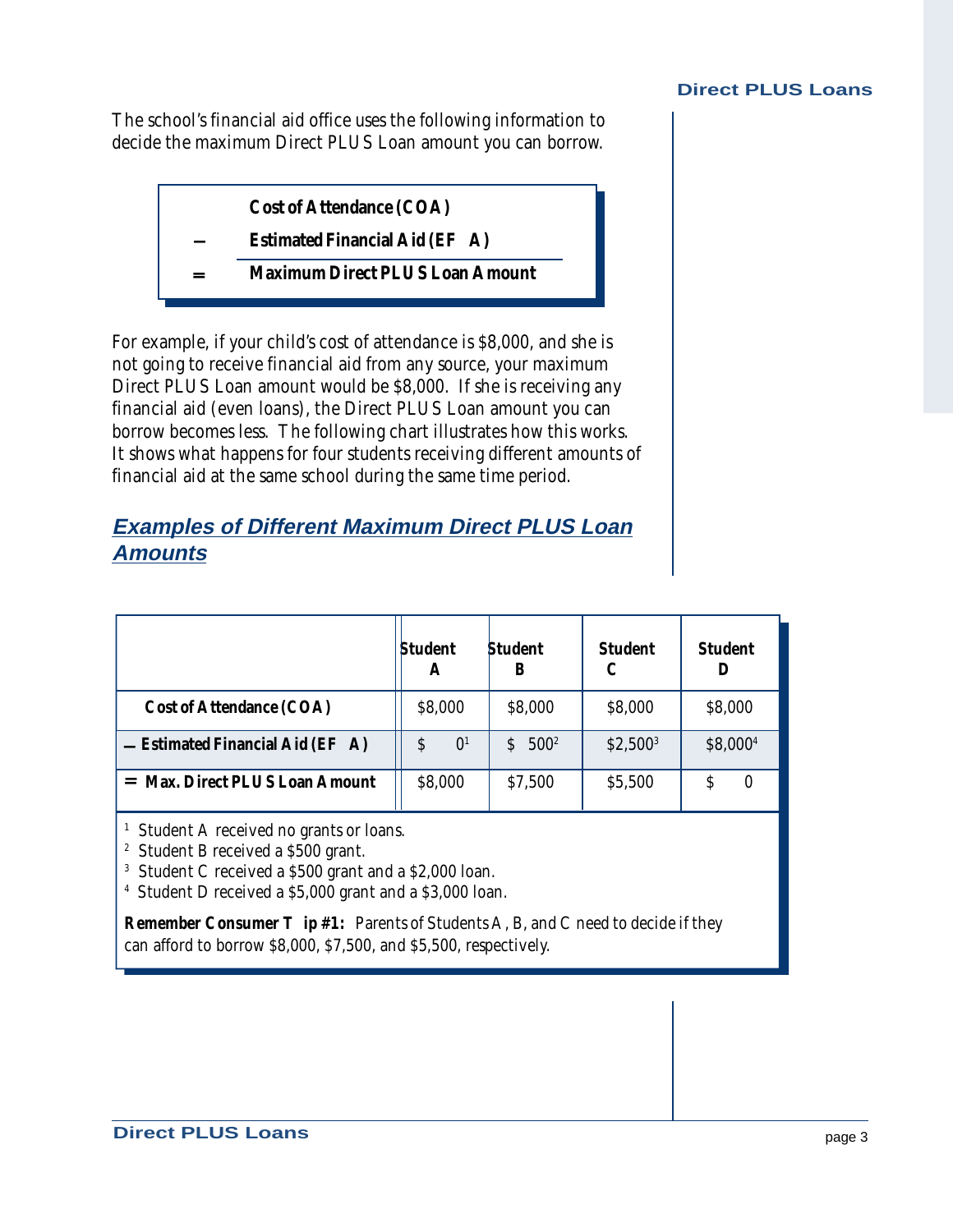The school's financial aid office uses the following information to decide the maximum Direct PLUS Loan amount you can borrow.

| | |
|---|---|
| | **Cost of Attendance (COA)** |
| **–** | **Estimated Financial Aid (EFA)** |
| **=** | **Maximum Direct PLUS Loan Amount** |

For example, if your child's cost of attendance is $8,000, and she is not going to receive financial aid from any source, your maximum Direct PLUS Loan amount would be $8,000. If she is receiving any financial aid (even loans), the Direct PLUS Loan amount you can borrow becomes less. The following chart illustrates how this works. It shows what happens for four students receiving different amounts of financial aid at the same school during the same time period.

## Examples of Different Maximum Direct PLUS Loan Amounts

| | **Student A** | **Student B** | **Student C** | **Student D** |
|---|---|---|---|---|
| **Cost of Attendance (COA)** | $8,000 | $8,000 | $8,000 | $8,000 |
| **– Estimated Financial Aid (EFA)** | $ 0[1] | $ 500[2] | $2,500[3] | $8,000[4] |
| **= Max. Direct PLUS Loan Amount** | $8,000 | $7,500 | $5,500 | $ 0 |

[1] Student A received no grants or loans.
[2] Student B received a $500 grant.
[3] Student C received a $500 grant and a $2,000 loan.
[4] Student D received a $5,000 grant and a $3,000 loan.

**Remember Consumer Tip #1:** Parents of Students A, B, and C need to decide if they can afford to borrow $8,000, $7,500, and $5,500, respectively.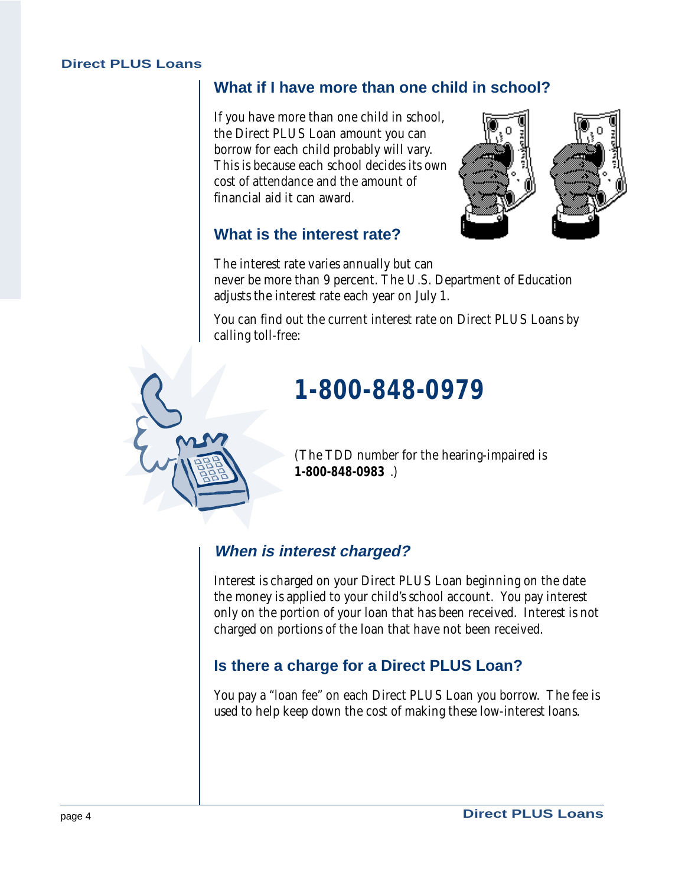## What if I have more than one child in school?

If you have more than one child in school, the Direct PLUS Loan amount you can borrow for each child probably will vary. This is because each school decides its own cost of attendance and the amount of financial aid it can award.

## What is the interest rate?

The interest rate varies annually but can never be more than 9 percent. The U.S. Department of Education adjusts the interest rate each year on July 1.

You can find out the current interest rate on Direct PLUS Loans by calling toll-free:

# 1-800-848-0979

(The TDD number for the hearing-impaired is **1-800-848-0983** .)

## *When is interest charged?*

Interest is charged on your Direct PLUS Loan beginning on the date the money is applied to your child's school account. You pay interest only on the portion of your loan that has been received. Interest is not charged on portions of the loan that have not been received.

## Is there a charge for a Direct PLUS Loan?

You pay a "loan fee" on each Direct PLUS Loan you borrow. The fee is used to help keep down the cost of making these low-interest loans.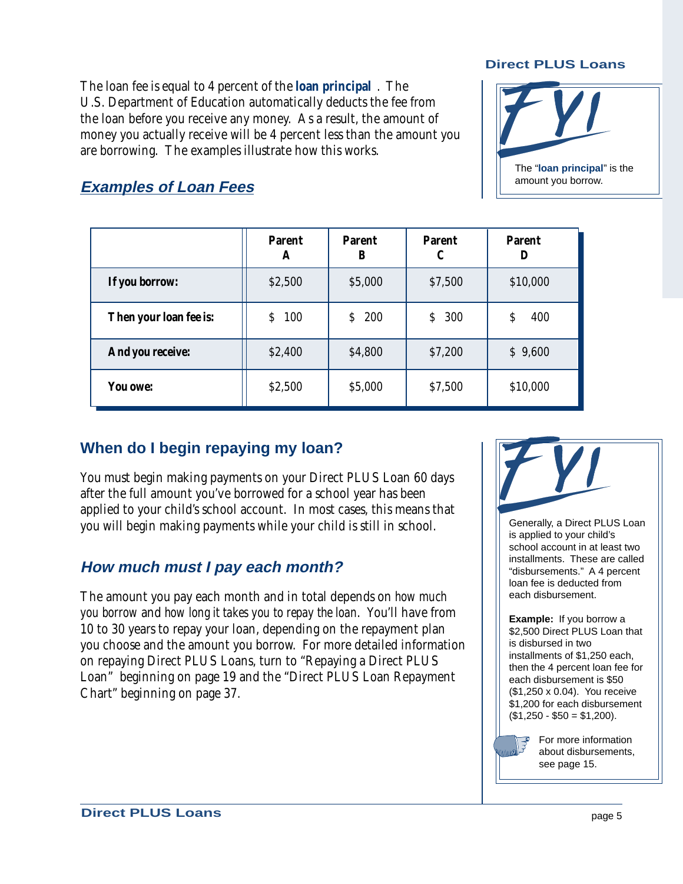The loan fee is equal to 4 percent of the **loan principal**. The U.S. Department of Education automatically deducts the fee from the loan before you receive any money. As a result, the amount of money you actually receive will be 4 percent less than the amount you are borrowing. The examples illustrate how this works.

FYI

The "**loan principal**" is the amount you borrow.

## *Examples of Loan Fees*

| | Parent A | Parent B | Parent C | Parent D |
|---|---|---|---|---|
| **If you borrow:** | $2,500 | $5,000 | $7,500 | $10,000 |
| **Then your loan fee is:** | $ 100 | $ 200 | $ 300 | $ 400 |
| **And you receive:** | $2,400 | $4,800 | $7,200 | $ 9,600 |
| **You owe:** | $2,500 | $5,000 | $7,500 | $10,000 |

## When do I begin repaying my loan?

You must begin making payments on your Direct PLUS Loan 60 days after the full amount you've borrowed for a school year has been applied to your child's school account. In most cases, this means that you will begin making payments while your child is still in school.

## *How much must I pay each month?*

The amount you pay each month and in total depends on *how much you borrow* and *how long it takes you to repay the loan*. You'll have from 10 to 30 years to repay your loan, depending on the repayment plan you choose and the amount you borrow. For more detailed information on repaying Direct PLUS Loans, turn to "Repaying a Direct PLUS Loan" beginning on page 19 and the "Direct PLUS Loan Repayment Chart" beginning on page 37.

FYI

Generally, a Direct PLUS Loan is applied to your child's school account in at least two installments. These are called "disbursements." A 4 percent loan fee is deducted from each disbursement.

**Example:** If you borrow a $2,500 Direct PLUS Loan that is disbursed in two installments of $1,250 each, then the 4 percent loan fee for each disbursement is $50 ($1,250 x 0.04). You receive $1,200 for each disbursement ($1,250 - $50 = $1,200).

For more information about disbursements, see page 15.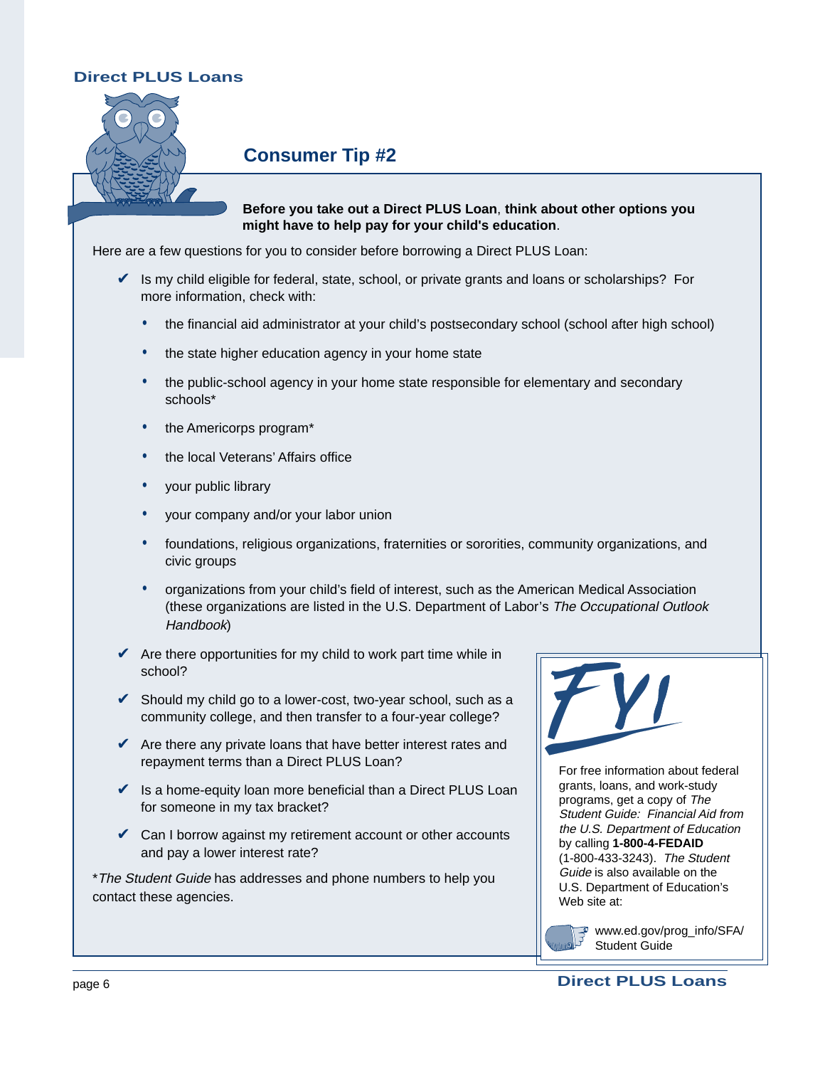## Consumer Tip #2

**Before you take out a Direct PLUS Loan, think about other options you might have to help pay for your child's education.**

Here are a few questions for you to consider before borrowing a Direct PLUS Loan:

- ✔ Is my child eligible for federal, state, school, or private grants and loans or scholarships? For more information, check with:
  - the financial aid administrator at your child's postsecondary school (school after high school)
  - the state higher education agency in your home state
  - the public-school agency in your home state responsible for elementary and secondary schools*
  - the Americorps program*
  - the local Veterans' Affairs office
  - your public library
  - your company and/or your labor union
  - foundations, religious organizations, fraternities or sororities, community organizations, and civic groups
  - organizations from your child's field of interest, such as the American Medical Association (these organizations are listed in the U.S. Department of Labor's *The Occupational Outlook Handbook*)
- ✔ Are there opportunities for my child to work part time while in school?
- ✔ Should my child go to a lower-cost, two-year school, such as a community college, and then transfer to a four-year college?
- ✔ Are there any private loans that have better interest rates and repayment terms than a Direct PLUS Loan?
- ✔ Is a home-equity loan more beneficial than a Direct PLUS Loan for someone in my tax bracket?
- ✔ Can I borrow against my retirement account or other accounts and pay a lower interest rate?

**The Student Guide* has addresses and phone numbers to help you contact these agencies.

### FYI

For free information about federal grants, loans, and work-study programs, get a copy of *The Student Guide: Financial Aid from the U.S. Department of Education* by calling **1-800-4-FEDAID** (1-800-433-3243). *The Student Guide* is also available on the U.S. Department of Education's Web site at:

www.ed.gov/prog_info/SFA/StudentGuide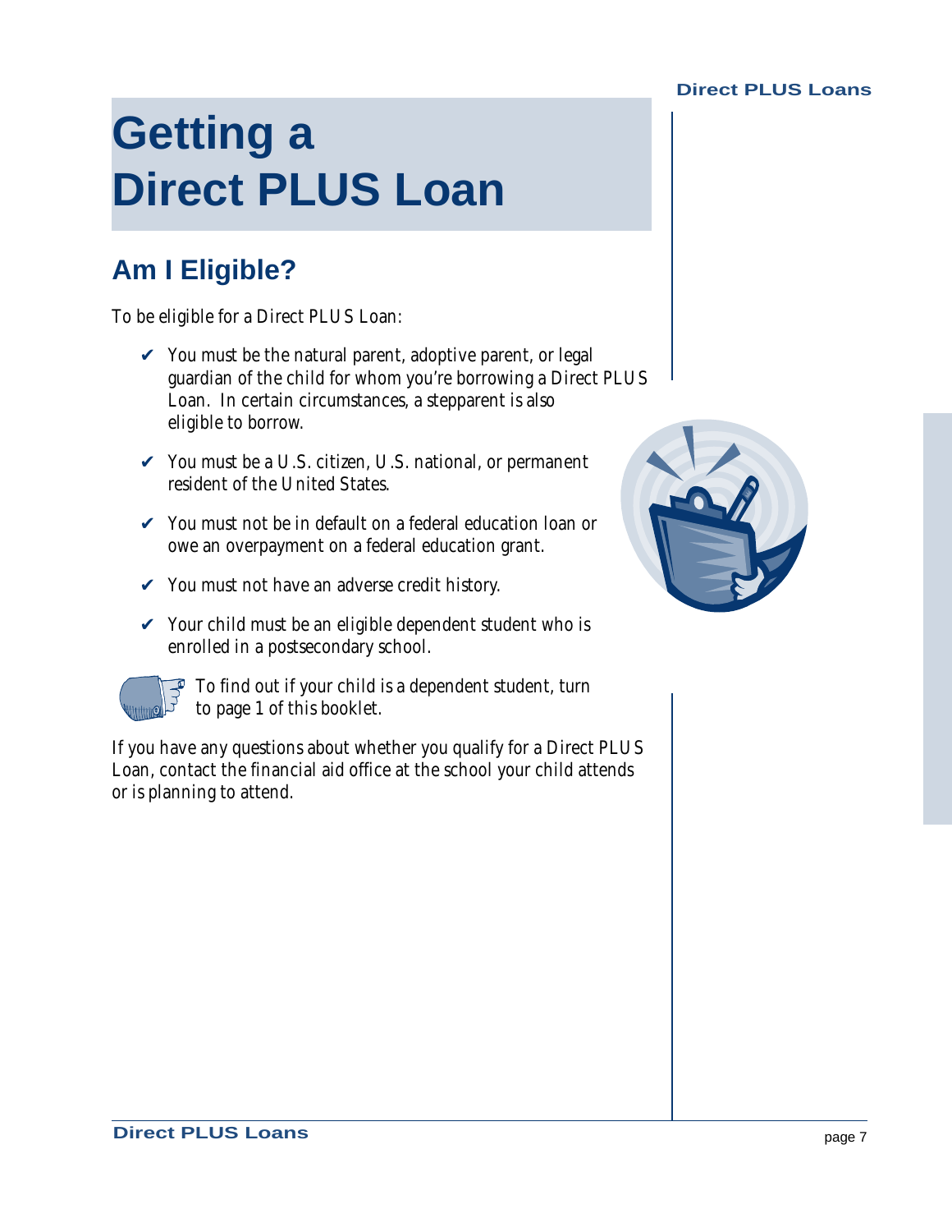# Getting a Direct PLUS Loan

## Am I Eligible?

To be eligible for a Direct PLUS Loan:

- ✔ You must be the natural parent, adoptive parent, or legal guardian of the child for whom you're borrowing a Direct PLUS Loan. In certain circumstances, a stepparent is also eligible to borrow.
- ✔ You must be a U.S. citizen, U.S. national, or permanent resident of the United States.
- ✔ You must not be in default on a federal education loan or owe an overpayment on a federal education grant.
- ✔ You must not have an adverse credit history.
- ✔ Your child must be an eligible dependent student who is enrolled in a postsecondary school.

To find out if your child is a dependent student, turn to page 1 of this booklet.

If you have any questions about whether you qualify for a Direct PLUS Loan, contact the financial aid office at the school your child attends or is planning to attend.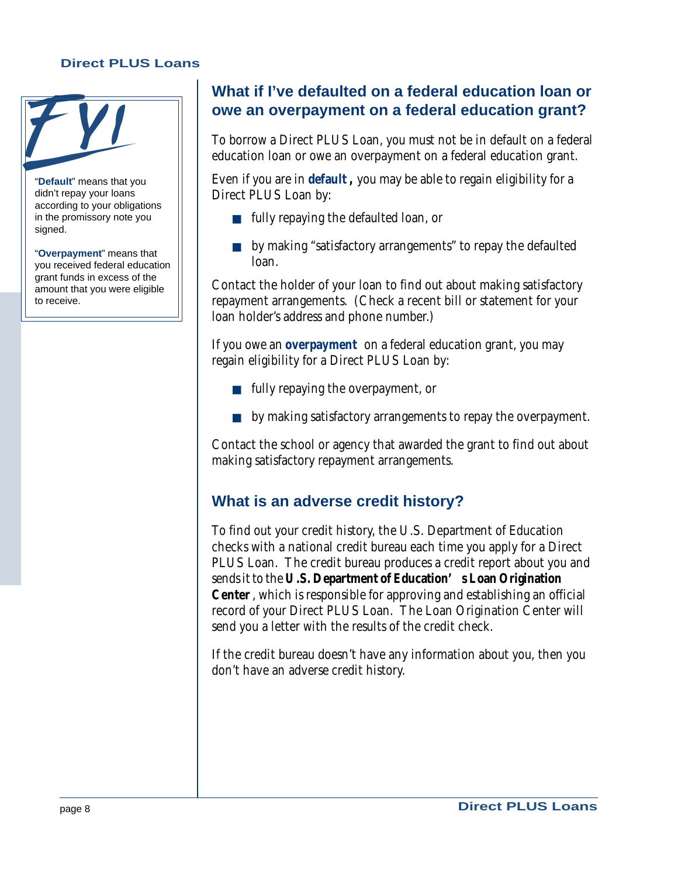**FYI**

"**Default**" means that you didn't repay your loans according to your obligations in the promissory note you signed.

"**Overpayment**" means that you received federal education grant funds in excess of the amount that you were eligible to receive.

## What if I've defaulted on a federal education loan or owe an overpayment on a federal education grant?

To borrow a Direct PLUS Loan, you must not be in default on a federal education loan or owe an overpayment on a federal education grant.

Even if you are in **default**, you may be able to regain eligibility for a Direct PLUS Loan by:

- fully repaying the defaulted loan, or
- by making "satisfactory arrangements" to repay the defaulted loan.

Contact the holder of your loan to find out about making satisfactory repayment arrangements. (Check a recent bill or statement for your loan holder's address and phone number.)

If you owe an **overpayment** on a federal education grant, you may regain eligibility for a Direct PLUS Loan by:

- fully repaying the overpayment, or
- by making satisfactory arrangements to repay the overpayment.

Contact the school or agency that awarded the grant to find out about making satisfactory repayment arrangements.

## What is an adverse credit history?

To find out your credit history, the U.S. Department of Education checks with a national credit bureau each time you apply for a Direct PLUS Loan. The credit bureau produces a credit report about you and sends it to the **U.S. Department of Education's Loan Origination Center**, which is responsible for approving and establishing an official record of your Direct PLUS Loan. The Loan Origination Center will send you a letter with the results of the credit check.

If the credit bureau doesn't have any information about you, then you don't have an adverse credit history.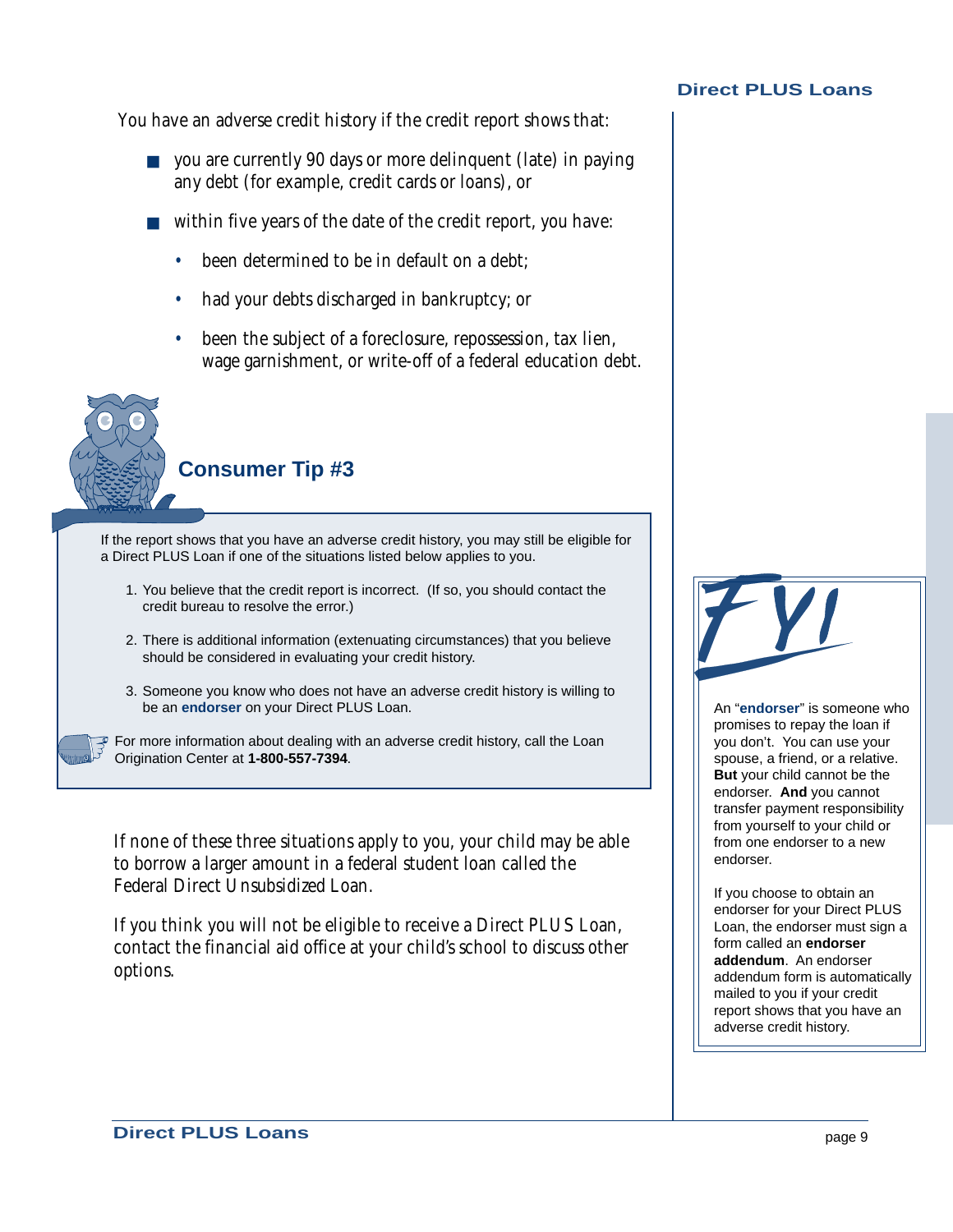You have an adverse credit history if the credit report shows that:

- you are currently 90 days or more delinquent (late) in paying any debt (for example, credit cards or loans), or
- within five years of the date of the credit report, you have:
  - been determined to be in default on a debt;
  - had your debts discharged in bankruptcy; or
  - been the subject of a foreclosure, repossession, tax lien, wage garnishment, or write-off of a federal education debt.

## Consumer Tip #3

If the report shows that you have an adverse credit history, you may still be eligible for a Direct PLUS Loan if one of the situations listed below applies to you.

1. You believe that the credit report is incorrect. (If so, you should contact the credit bureau to resolve the error.)
2. There is additional information (extenuating circumstances) that you believe should be considered in evaluating your credit history.
3. Someone you know who does not have an adverse credit history is willing to be an **endorser** on your Direct PLUS Loan.

For more information about dealing with an adverse credit history, call the Loan Origination Center at **1-800-557-7394**.

If none of these three situations apply to you, your child may be able to borrow a larger amount in a federal student loan called the Federal Direct Unsubsidized Loan.

If you think you will not be eligible to receive a Direct PLUS Loan, contact the financial aid office at your child's school to discuss other options.

### FYI

An "**endorser**" is someone who promises to repay the loan if you don't. You can use your spouse, a friend, or a relative. **But** your child cannot be the endorser. **And** you cannot transfer payment responsibility from yourself to your child or from one endorser to a new endorser.

If you choose to obtain an endorser for your Direct PLUS Loan, the endorser must sign a form called an **endorser addendum**. An endorser addendum form is automatically mailed to you if your credit report shows that you have an adverse credit history.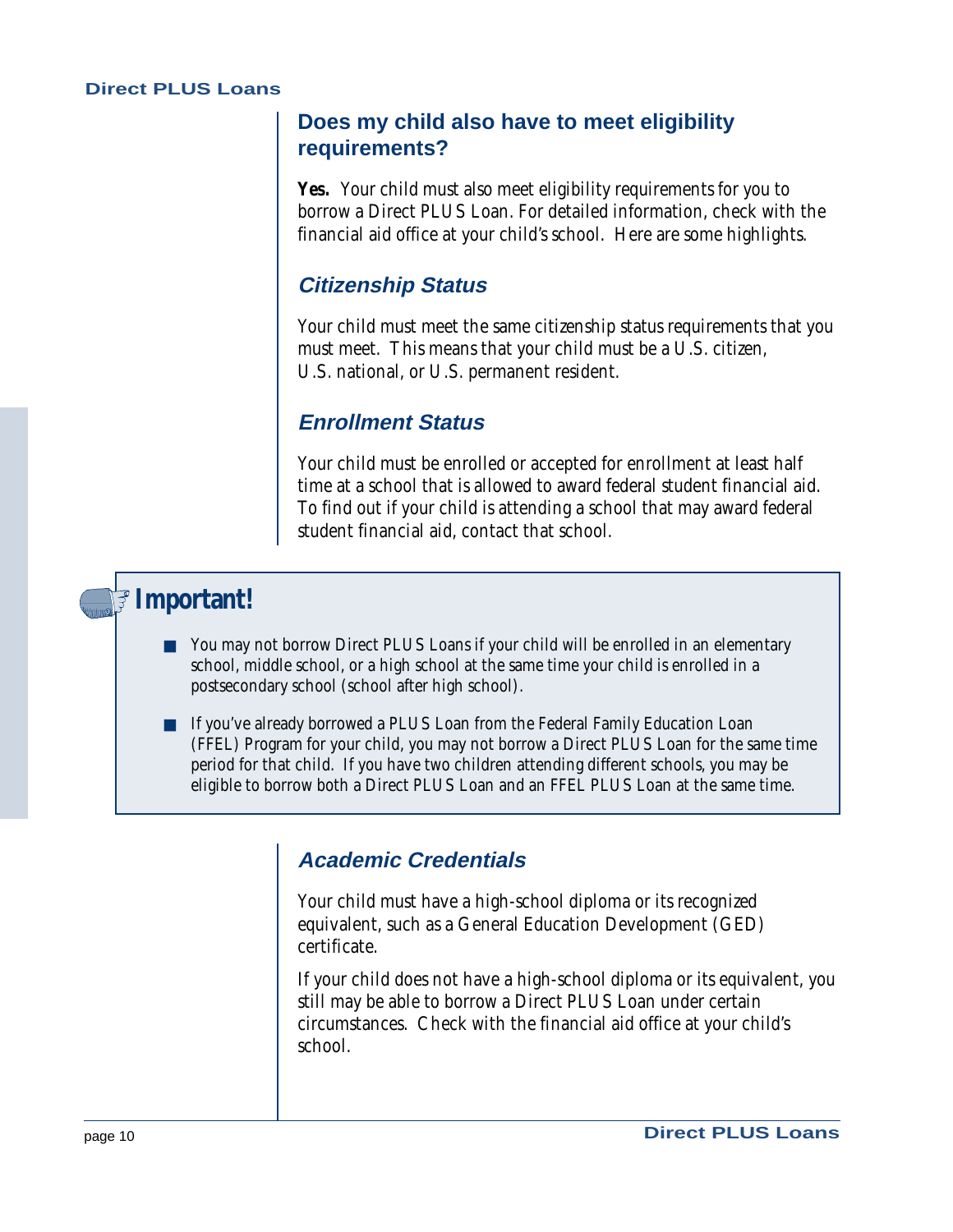## Does my child also have to meet eligibility requirements?

**Yes.** Your child must also meet eligibility requirements for you to borrow a Direct PLUS Loan. For detailed information, check with the financial aid office at your child's school. Here are some highlights.

### *Citizenship Status*

Your child must meet the same citizenship status requirements that you must meet. This means that your child must be a U.S. citizen, U.S. national, or U.S. permanent resident.

### *Enrollment Status*

Your child must be enrolled or accepted for enrollment at least half time at a school that is allowed to award federal student financial aid. To find out if your child is attending a school that may award federal student financial aid, contact that school.

> **Important!**
>
> - You may not borrow Direct PLUS Loans if your child will be enrolled in an elementary school, middle school, or a high school at the same time your child is enrolled in a postsecondary school (school after high school).
> - If you've already borrowed a PLUS Loan from the Federal Family Education Loan (FFEL) Program for your child, you may not borrow a Direct PLUS Loan for the same time period for that child. If you have two children attending different schools, you may be eligible to borrow both a Direct PLUS Loan and an FFEL PLUS Loan at the same time.

### *Academic Credentials*

Your child must have a high-school diploma or its recognized equivalent, such as a General Education Development (GED) certificate.

If your child does not have a high-school diploma or its equivalent, you still may be able to borrow a Direct PLUS Loan under certain circumstances. Check with the financial aid office at your child's school.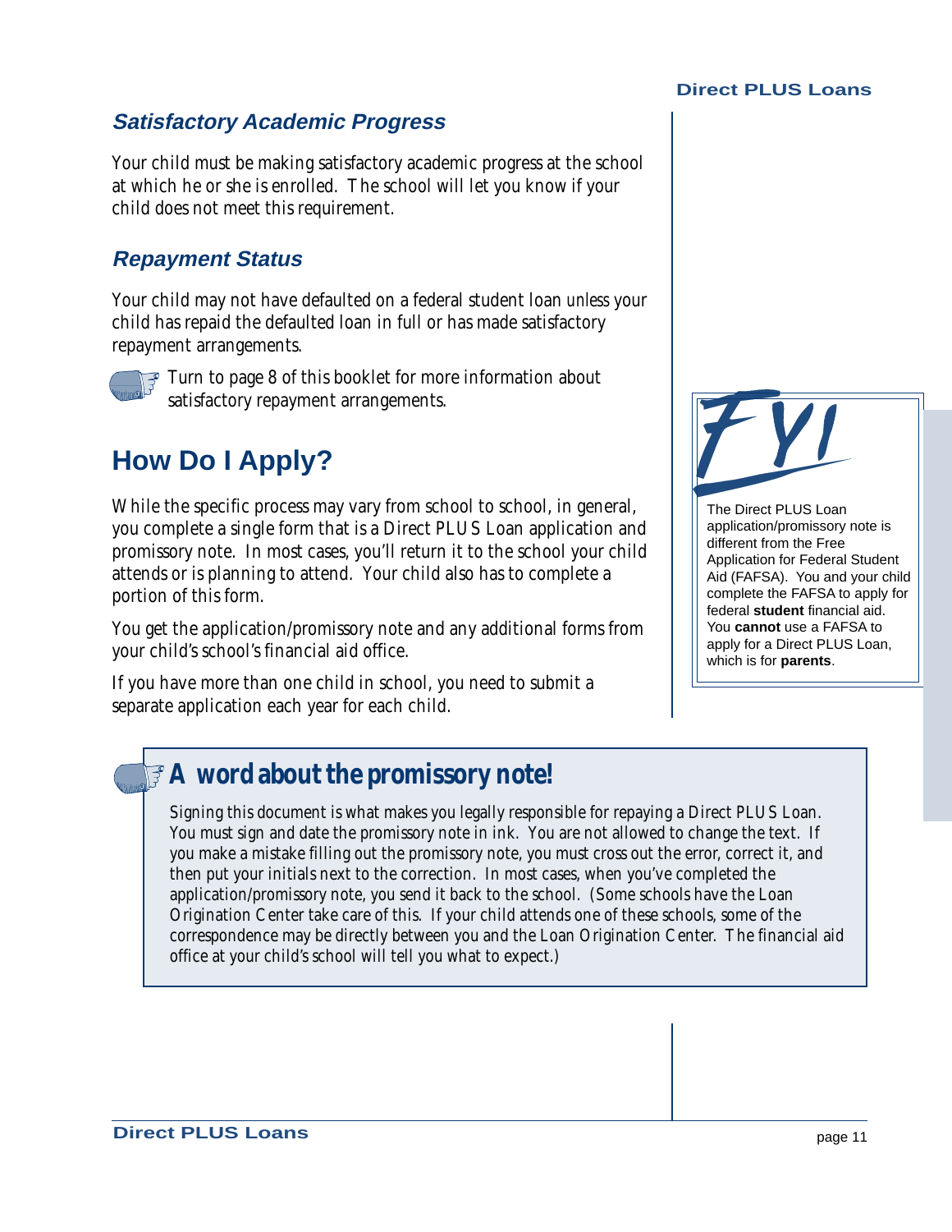### *Satisfactory Academic Progress*

Your child must be making satisfactory academic progress at the school at which he or she is enrolled. The school will let you know if your child does not meet this requirement.

### *Repayment Status*

Your child may not have defaulted on a federal student loan unless your child has repaid the defaulted loan in full or has made satisfactory repayment arrangements.

Turn to page 8 of this booklet for more information about satisfactory repayment arrangements.

## How Do I Apply?

While the specific process may vary from school to school, in general, you complete a single form that is a Direct PLUS Loan application and promissory note. In most cases, you'll return it to the school your child attends or is planning to attend. Your child also has to complete a portion of this form.

You get the application/promissory note and any additional forms from your child's school's financial aid office.

If you have more than one child in school, you need to submit a separate application each year for each child.

> **FYI**
>
> The Direct PLUS Loan application/promissory note is different from the Free Application for Federal Student Aid (FAFSA). You and your child complete the FAFSA to apply for federal **student** financial aid. You **cannot** use a FAFSA to apply for a Direct PLUS Loan, which is for **parents**.

### A word about the promissory note!

Signing this document is what makes you legally responsible for repaying a Direct PLUS Loan. You must sign and date the promissory note in ink. You are not allowed to change the text. If you make a mistake filling out the promissory note, you must cross out the error, correct it, and then put your initials next to the correction. In most cases, when you've completed the application/promissory note, you send it back to the school. (Some schools have the Loan Origination Center take care of this. If your child attends one of these schools, some of the correspondence may be directly between you and the Loan Origination Center. The financial aid office at your child's school will tell you what to expect.)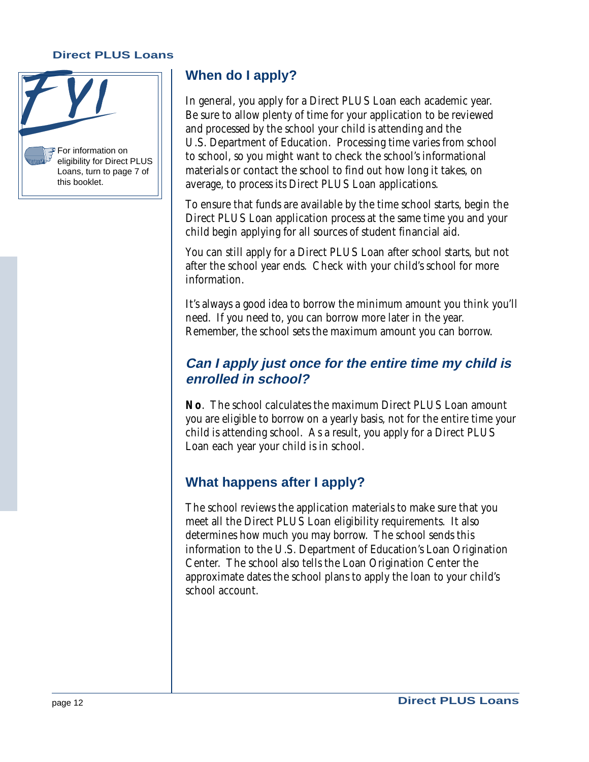FYI

For information on eligibility for Direct PLUS Loans, turn to page 7 of this booklet.

## When do I apply?

In general, you apply for a Direct PLUS Loan each academic year. Be sure to allow plenty of time for your application to be reviewed and processed by the school your child is attending and the U.S. Department of Education. Processing time varies from school to school, so you might want to check the school's informational materials or contact the school to find out how long it takes, on average, to process its Direct PLUS Loan applications.

To ensure that funds are available by the time school starts, begin the Direct PLUS Loan application process at the same time you and your child begin applying for all sources of student financial aid.

You can still apply for a Direct PLUS Loan after school starts, but not after the school year ends. Check with your child's school for more information.

It's always a good idea to borrow the minimum amount you think you'll need. If you need to, you can borrow more later in the year. Remember, the school sets the maximum amount you can borrow.

### *Can I apply just once for the entire time my child is enrolled in school?*

**No**. The school calculates the maximum Direct PLUS Loan amount you are eligible to borrow on a yearly basis, not for the entire time your child is attending school. As a result, you apply for a Direct PLUS Loan each year your child is in school.

## What happens after I apply?

The school reviews the application materials to make sure that you meet all the Direct PLUS Loan eligibility requirements. It also determines how much you may borrow. The school sends this information to the U.S. Department of Education's Loan Origination Center. The school also tells the Loan Origination Center the approximate dates the school plans to apply the loan to your child's school account.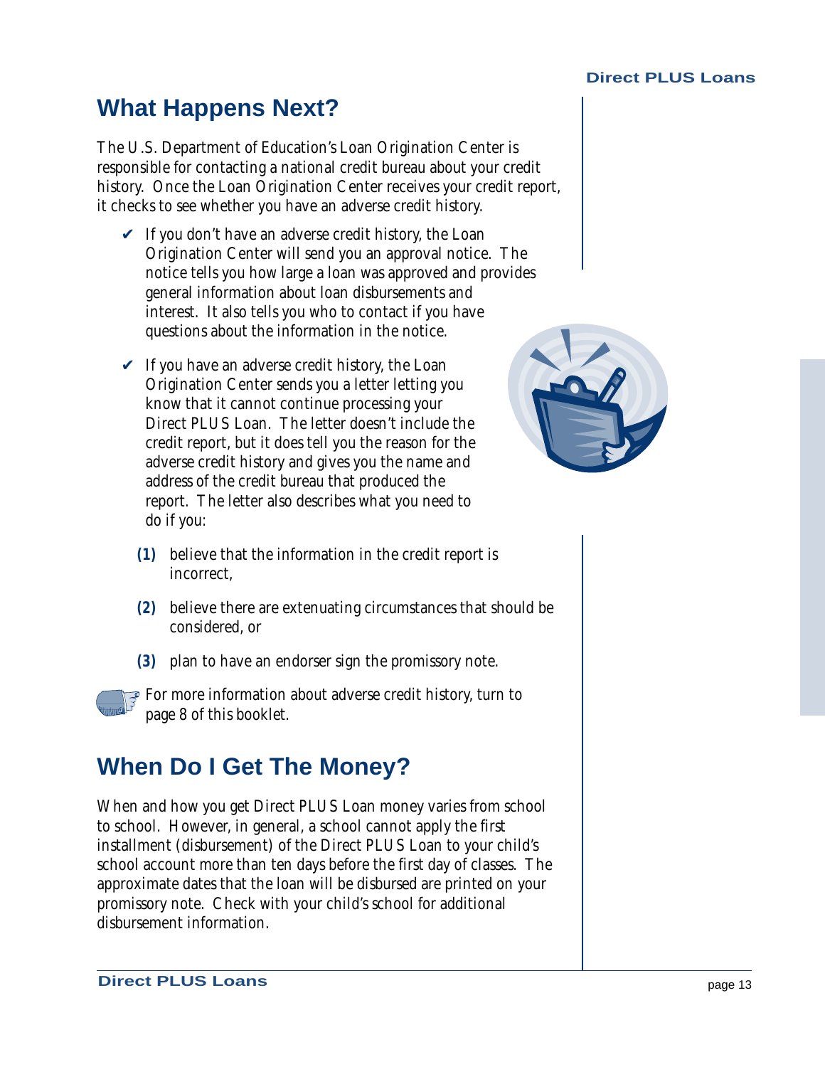## What Happens Next?

The U.S. Department of Education's Loan Origination Center is responsible for contacting a national credit bureau about your credit history. Once the Loan Origination Center receives your credit report, it checks to see whether you have an adverse credit history.

- ✔ If you don't have an adverse credit history, the Loan Origination Center will send you an approval notice. The notice tells you how large a loan was approved and provides general information about loan disbursements and interest. It also tells you who to contact if you have questions about the information in the notice.
- ✔ If you have an adverse credit history, the Loan Origination Center sends you a letter letting you know that it cannot continue processing your Direct PLUS Loan. The letter doesn't include the credit report, but it does tell you the reason for the adverse credit history and gives you the name and address of the credit bureau that produced the report. The letter also describes what you need to do if you:

  **(1)** believe that the information in the credit report is incorrect,

  **(2)** believe there are extenuating circumstances that should be considered, or

  **(3)** plan to have an endorser sign the promissory note.

For more information about adverse credit history, turn to page 8 of this booklet.

## When Do I Get The Money?

When and how you get Direct PLUS Loan money varies from school to school. However, in general, a school cannot apply the first installment (disbursement) of the Direct PLUS Loan to your child's school account more than ten days before the first day of classes. The approximate dates that the loan will be disbursed are printed on your promissory note. Check with your child's school for additional disbursement information.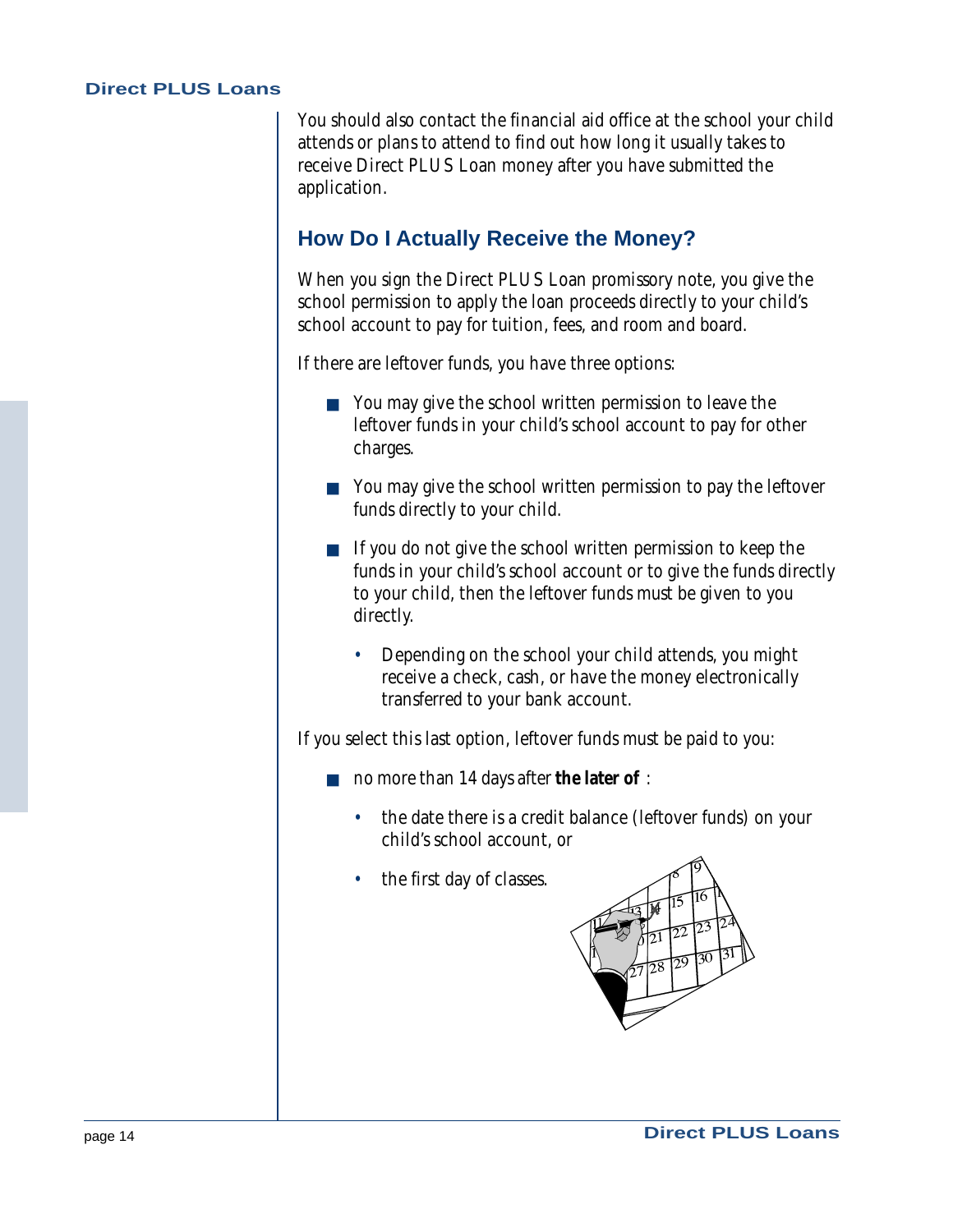You should also contact the financial aid office at the school your child attends or plans to attend to find out how long it usually takes to receive Direct PLUS Loan money after you have submitted the application.

## How Do I Actually Receive the Money?

When you sign the Direct PLUS Loan promissory note, you give the school permission to apply the loan proceeds directly to your child's school account to pay for tuition, fees, and room and board.

If there are leftover funds, you have three options:

- You may give the school written permission to leave the leftover funds in your child's school account to pay for other charges.
- You may give the school written permission to pay the leftover funds directly to your child.
- If you do not give the school written permission to keep the funds in your child's school account or to give the funds directly to your child, then the leftover funds must be given to you directly.
  - Depending on the school your child attends, you might receive a check, cash, or have the money electronically transferred to your bank account.

If you select this last option, leftover funds must be paid to you:

- no more than 14 days after **the later of** :
  - the date there is a credit balance (leftover funds) on your child's school account, or
  - the first day of classes.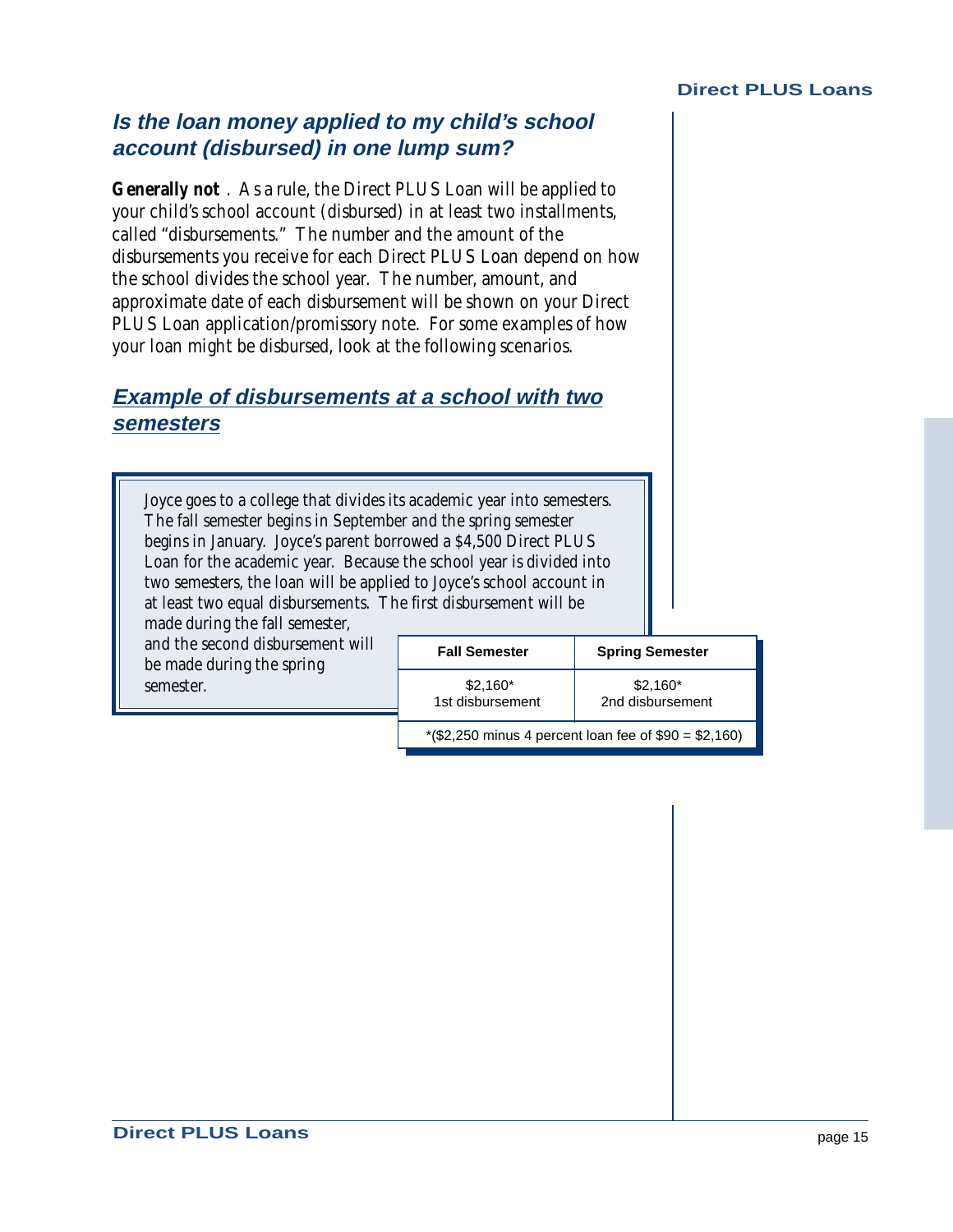## Is the loan money applied to my child's school account (disbursed) in one lump sum?

**Generally not**. As a rule, the Direct PLUS Loan will be applied to your child's school account (disbursed) in at least two installments, called "disbursements." The number and the amount of the disbursements you receive for each Direct PLUS Loan depend on how the school divides the school year. The number, amount, and approximate date of each disbursement will be shown on your Direct PLUS Loan application/promissory note. For some examples of how your loan might be disbursed, look at the following scenarios.

## Example of disbursements at a school with two semesters

Joyce goes to a college that divides its academic year into semesters. The fall semester begins in September and the spring semester begins in January. Joyce's parent borrowed a $4,500 Direct PLUS Loan for the academic year. Because the school year is divided into two semesters, the loan will be applied to Joyce's school account in at least two equal disbursements. The first disbursement will be made during the fall semester, and the second disbursement will be made during the spring semester.

| Fall Semester | Spring Semester |
|---|---|
| $2,160* 1st disbursement | $2,160* 2nd disbursement |

*($2,250 minus 4 percent loan fee of $90 = $2,160)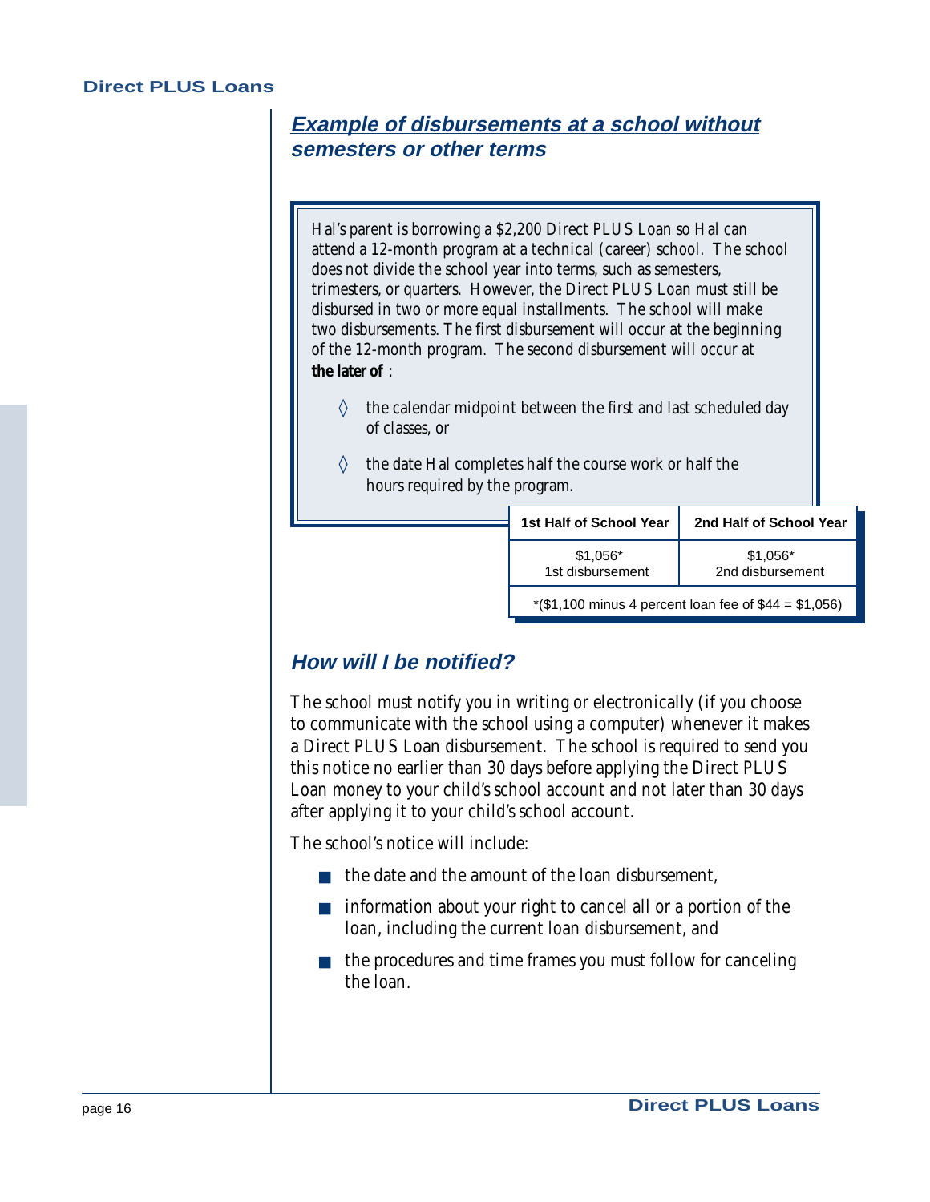## Example of disbursements at a school without semesters or other terms

Hal's parent is borrowing a $2,200 Direct PLUS Loan so Hal can attend a 12-month program at a technical (career) school. The school does not divide the school year into terms, such as semesters, trimesters, or quarters. However, the Direct PLUS Loan must still be disbursed in two or more equal installments. The school will make two disbursements. The first disbursement will occur at the beginning of the 12-month program. The second disbursement will occur at **the later of** :

- ◊ the calendar midpoint between the first and last scheduled day of classes, or
- ◊ the date Hal completes half the course work or half the hours required by the program.

| 1st Half of School Year | 2nd Half of School Year |
|---|---|
| $1,056*<br>1st disbursement | $1,056*<br>2nd disbursement |

*($1,100 minus 4 percent loan fee of $44 = $1,056)

## How will I be notified?

The school must notify you in writing or electronically (if you choose to communicate with the school using a computer) whenever it makes a Direct PLUS Loan disbursement. The school is required to send you this notice no earlier than 30 days before applying the Direct PLUS Loan money to your child's school account and not later than 30 days after applying it to your child's school account.

The school's notice will include:

- the date and the amount of the loan disbursement,
- information about your right to cancel all or a portion of the loan, including the current loan disbursement, and
- the procedures and time frames you must follow for canceling the loan.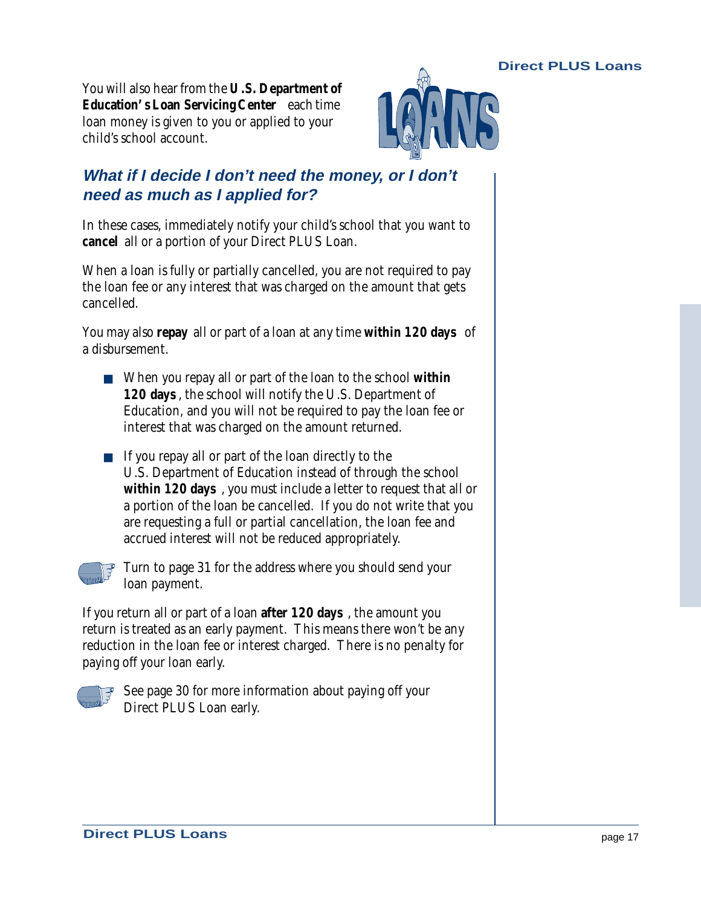You will also hear from the **U.S. Department of Education's Loan Servicing Center** each time loan money is given to you or applied to your child's school account.

## *What if I decide I don't need the money, or I don't need as much as I applied for?*

In these cases, immediately notify your child's school that you want to **cancel** all or a portion of your Direct PLUS Loan.

When a loan is fully or partially cancelled, you are not required to pay the loan fee or any interest that was charged on the amount that gets cancelled.

You may also **repay** all or part of a loan at any time **within 120 days** of a disbursement.

- When you repay all or part of the loan to the school **within 120 days**, the school will notify the U.S. Department of Education, and you will not be required to pay the loan fee or interest that was charged on the amount returned.
- If you repay all or part of the loan directly to the U.S. Department of Education instead of through the school **within 120 days**, you must include a letter to request that all or a portion of the loan be cancelled. If you do not write that you are requesting a full or partial cancellation, the loan fee and accrued interest will not be reduced appropriately.

Turn to page 31 for the address where you should send your loan payment.

If you return all or part of a loan **after 120 days**, the amount you return is treated as an early payment. This means there won't be any reduction in the loan fee or interest charged. There is no penalty for paying off your loan early.

See page 30 for more information about paying off your Direct PLUS Loan early.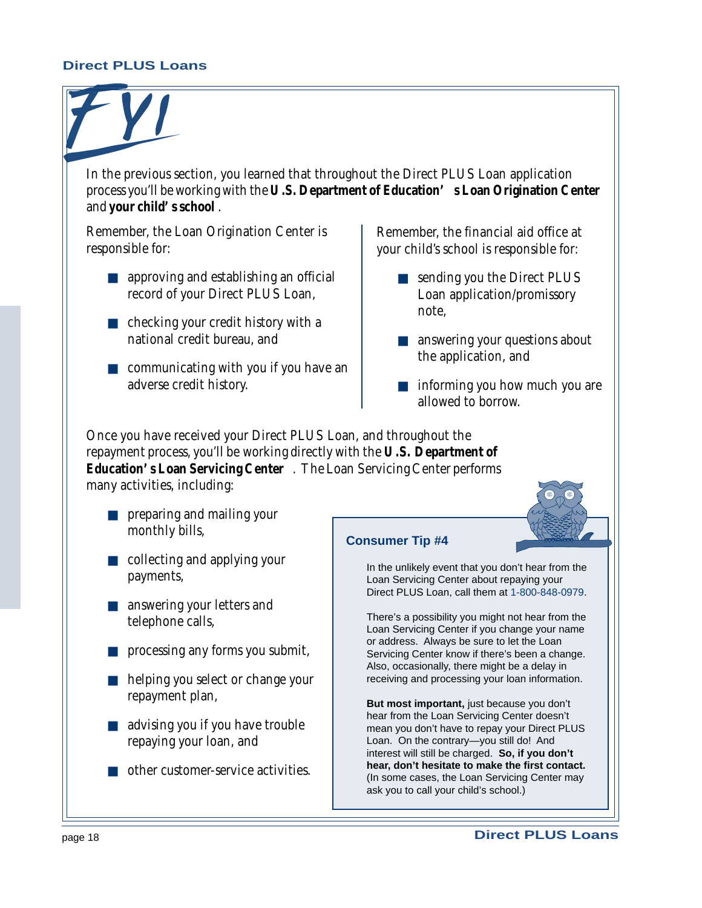# FYI

In the previous section, you learned that throughout the Direct PLUS Loan application process you'll be working with the **U.S. Department of Education's Loan Origination Center** and **your child's school**.

Remember, the Loan Origination Center is responsible for:

- approving and establishing an official record of your Direct PLUS Loan,
- checking your credit history with a national credit bureau, and
- communicating with you if you have an adverse credit history.

Remember, the financial aid office at your child's school is responsible for:

- sending you the Direct PLUS Loan application/promissory note,
- answering your questions about the application, and
- informing you how much you are allowed to borrow.

Once you have received your Direct PLUS Loan, and throughout the repayment process, you'll be working directly with the **U.S. Department of Education's Loan Servicing Center**. The Loan Servicing Center performs many activities, including:

- preparing and mailing your monthly bills,
- collecting and applying your payments,
- answering your letters and telephone calls,
- processing any forms you submit,
- helping you select or change your repayment plan,
- advising you if you have trouble repaying your loan, and
- other customer-service activities.

### Consumer Tip #4

In the unlikely event that you don't hear from the Loan Servicing Center about repaying your Direct PLUS Loan, call them at 1-800-848-0979.

There's a possibility you might not hear from the Loan Servicing Center if you change your name or address. Always be sure to let the Loan Servicing Center know if there's been a change. Also, occasionally, there might be a delay in receiving and processing your loan information.

**But most important,** just because you don't hear from the Loan Servicing Center doesn't mean you don't have to repay your Direct PLUS Loan. On the contrary—you still do! And interest will still be charged. **So, if you don't hear, don't hesitate to make the first contact.** (In some cases, the Loan Servicing Center may ask you to call your child's school.)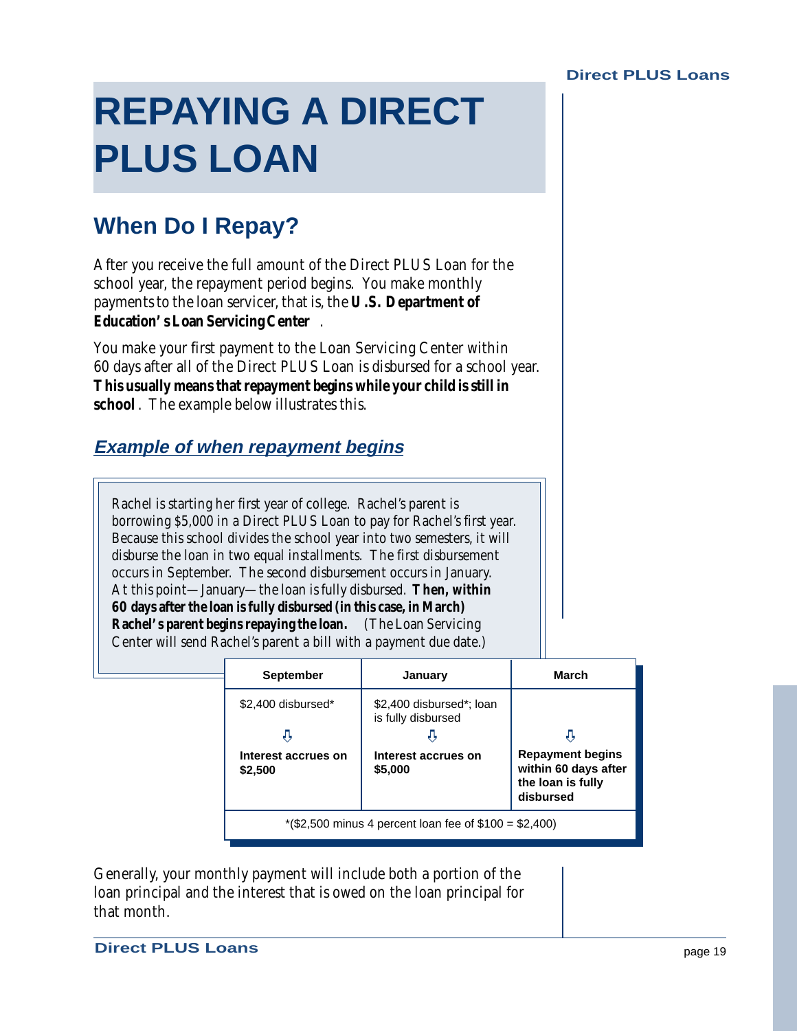# REPAYING A DIRECT PLUS LOAN

## When Do I Repay?

After you receive the full amount of the Direct PLUS Loan for the school year, the repayment period begins. You make monthly payments to the loan servicer, that is, the **U.S. Department of Education's Loan Servicing Center**.

You make your first payment to the Loan Servicing Center within 60 days after all of the Direct PLUS Loan is disbursed for a school year. **This usually means that repayment begins while your child is still in school**. The example below illustrates this.

### ***Example of when repayment begins***

Rachel is starting her first year of college. Rachel's parent is borrowing $5,000 in a Direct PLUS Loan to pay for Rachel's first year. Because this school divides the school year into two semesters, it will disburse the loan in two equal installments. The first disbursement occurs in September. The second disbursement occurs in January. At this point—January—the loan is fully disbursed. **Then, within 60 days after the loan is fully disbursed (in this case, in March) Rachel's parent begins repaying the loan.** (The Loan Servicing Center will send Rachel's parent a bill with a payment due date.)

| September | January | March |
|---|---|---|
| $2,400 disbursed* ⇩ **Interest accrues on $2,500** | $2,400 disbursed*; loan is fully disbursed ⇩ **Interest accrues on $5,000** | ⇩ **Repayment begins within 60 days after the loan is fully disbursed** |

*($2,500 minus 4 percent loan fee of $100 = $2,400)

Generally, your monthly payment will include both a portion of the loan principal and the interest that is owed on the loan principal for that month.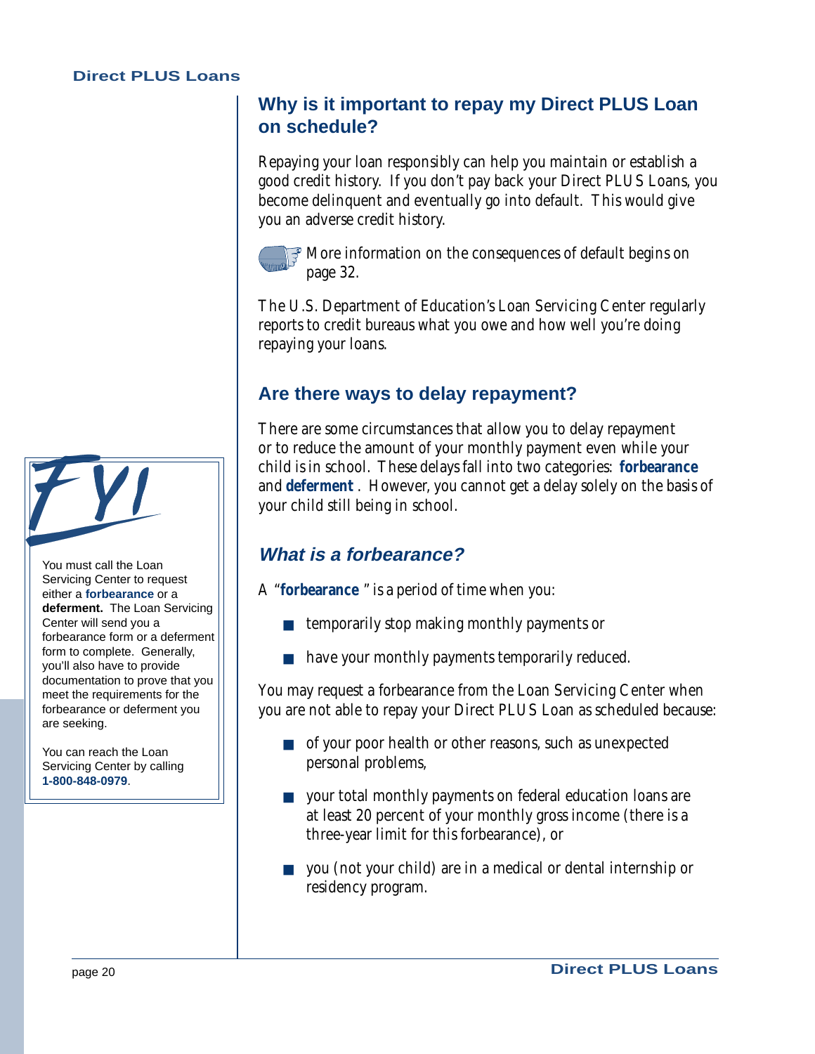## Why is it important to repay my Direct PLUS Loan on schedule?

Repaying your loan responsibly can help you maintain or establish a good credit history. If you don't pay back your Direct PLUS Loans, you become delinquent and eventually go into default. This would give you an adverse credit history.

More information on the consequences of default begins on page 32.

The U.S. Department of Education's Loan Servicing Center regularly reports to credit bureaus what you owe and how well you're doing repaying your loans.

## Are there ways to delay repayment?

There are some circumstances that allow you to delay repayment or to reduce the amount of your monthly payment even while your child is in school. These delays fall into two categories: **forbearance** and **deferment**. However, you cannot get a delay solely on the basis of your child still being in school.

### *What is a forbearance?*

A "**forbearance**" is a period of time when you:

- temporarily stop making monthly payments or
- have your monthly payments temporarily reduced.

You may request a forbearance from the Loan Servicing Center when you are not able to repay your Direct PLUS Loan as scheduled because:

- of your poor health or other reasons, such as unexpected personal problems,
- your total monthly payments on federal education loans are at least 20 percent of your monthly gross income (there is a three-year limit for this forbearance), or
- you (not your child) are in a medical or dental internship or residency program.

**FYI**

You must call the Loan Servicing Center to request either a **forbearance** or a **deferment.** The Loan Servicing Center will send you a forbearance form or a deferment form to complete. Generally, you'll also have to provide documentation to prove that you meet the requirements for the forbearance or deferment you are seeking.

You can reach the Loan Servicing Center by calling **1-800-848-0979**.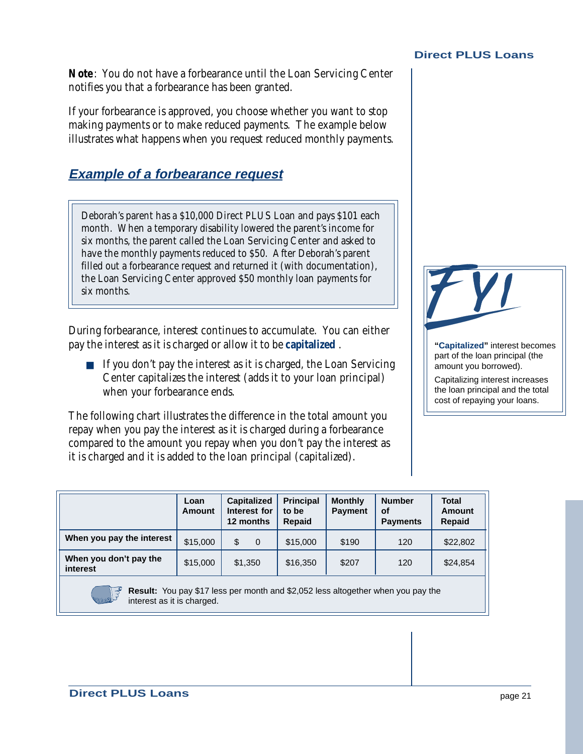**Note**: You do not have a forbearance until the Loan Servicing Center notifies you that a forbearance has been granted.

If your forbearance is approved, you choose whether you want to stop making payments or to make reduced payments. The example below illustrates what happens when you request reduced monthly payments.

## *Example of a forbearance request*

Deborah's parent has a $10,000 Direct PLUS Loan and pays $101 each month. When a temporary disability lowered the parent's income for six months, the parent called the Loan Servicing Center and asked to have the monthly payments reduced to $50. After Deborah's parent filled out a forbearance request and returned it (with documentation), the Loan Servicing Center approved $50 monthly loan payments for six months.

During forbearance, interest continues to accumulate. You can either pay the interest as it is charged or allow it to be **capitalized** .

- If you don't pay the interest as it is charged, the Loan Servicing Center capitalizes the interest (adds it to your loan principal) when your forbearance ends.

The following chart illustrates the difference in the total amount you repay when you pay the interest as it is charged during a forbearance compared to the amount you repay when you don't pay the interest as it is charged and it is added to the loan principal (capitalized).

**FYI**

**"Capitalized"** interest becomes part of the loan principal (the amount you borrowed).

Capitalizing interest increases the loan principal and the total cost of repaying your loans.

| | Loan Amount | Capitalized Interest for 12 months | Principal to be Repaid | Monthly Payment | Number of Payments | Total Amount Repaid |
|---|---|---|---|---|---|---|
| When you pay the interest | $15,000 | $ 0 | $15,000 | $190 | 120 | $22,802 |
| When you don't pay the interest | $15,000 | $1,350 | $16,350 | $207 | 120 | $24,854 |

**Result:** You pay $17 less per month and $2,052 less altogether when you pay the interest as it is charged.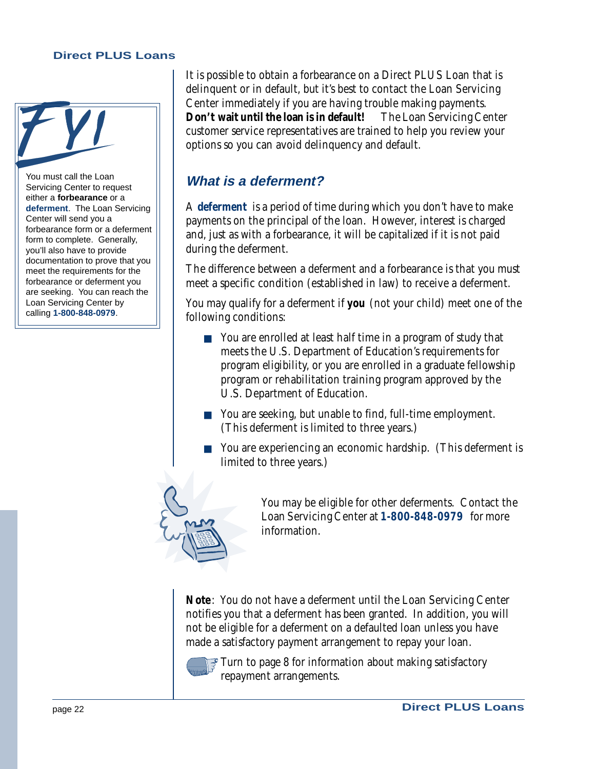It is possible to obtain a forbearance on a Direct PLUS Loan that is delinquent or in default, but it's best to contact the Loan Servicing Center immediately if you are having trouble making payments. **Don't wait until the loan is in default!** The Loan Servicing Center customer service representatives are trained to help you review your options so you can avoid delinquency and default.

> **FYI**
>
> You must call the Loan Servicing Center to request either a **forbearance** or a **deferment**. The Loan Servicing Center will send you a forbearance form or a deferment form to complete. Generally, you'll also have to provide documentation to prove that you meet the requirements for the forbearance or deferment you are seeking. You can reach the Loan Servicing Center by calling **1-800-848-0979**.

## *What is a deferment?*

A **deferment** is a period of time during which you don't have to make payments on the principal of the loan. However, interest is charged and, just as with a forbearance, it will be capitalized if it is not paid during the deferment.

The difference between a deferment and a forbearance is that you must meet a specific condition (established in law) to receive a deferment.

You may qualify for a deferment if **you** (not your child) meet one of the following conditions:

- You are enrolled at least half time in a program of study that meets the U.S. Department of Education's requirements for program eligibility, or you are enrolled in a graduate fellowship program or rehabilitation training program approved by the U.S. Department of Education.
- You are seeking, but unable to find, full-time employment. (This deferment is limited to three years.)
- You are experiencing an economic hardship. (This deferment is limited to three years.)

You may be eligible for other deferments. Contact the Loan Servicing Center at **1-800-848-0979** for more information.

**Note**: You do not have a deferment until the Loan Servicing Center notifies you that a deferment has been granted. In addition, you will not be eligible for a deferment on a defaulted loan unless you have made a satisfactory payment arrangement to repay your loan.

Turn to page 8 for information about making satisfactory repayment arrangements.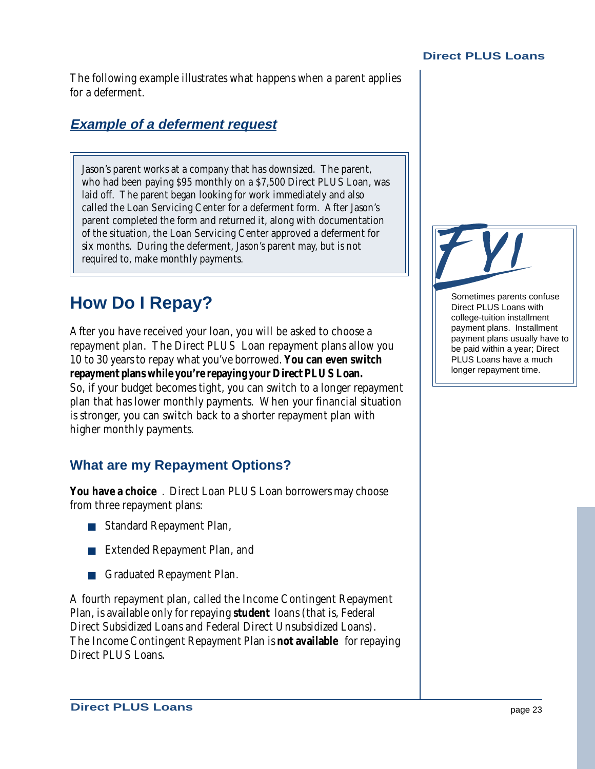The following example illustrates what happens when a parent applies for a deferment.

### *Example of a deferment request*

> Jason's parent works at a company that has downsized. The parent, who had been paying $95 monthly on a $7,500 Direct PLUS Loan, was laid off. The parent began looking for work immediately and also called the Loan Servicing Center for a deferment form. After Jason's parent completed the form and returned it, along with documentation of the situation, the Loan Servicing Center approved a deferment for six months. During the deferment, Jason's parent may, but is not required to, make monthly payments.

## How Do I Repay?

After you have received your loan, you will be asked to choose a repayment plan. The Direct PLUS Loan repayment plans allow you 10 to 30 years to repay what you've borrowed. **You can even switch repayment plans while you're repaying your Direct PLUS Loan.** So, if your budget becomes tight, you can switch to a longer repayment plan that has lower monthly payments. When your financial situation is stronger, you can switch back to a shorter repayment plan with higher monthly payments.

### What are my Repayment Options?

**You have a choice**. Direct Loan PLUS Loan borrowers may choose from three repayment plans:

- Standard Repayment Plan,
- Extended Repayment Plan, and
- Graduated Repayment Plan.

A fourth repayment plan, called the Income Contingent Repayment Plan, is available only for repaying **student** loans (that is, Federal Direct Subsidized Loans and Federal Direct Unsubsidized Loans). The Income Contingent Repayment Plan is **not available** for repaying Direct PLUS Loans.

> **FYI**
>
> Sometimes parents confuse Direct PLUS Loans with college-tuition installment payment plans. Installment payment plans usually have to be paid within a year; Direct PLUS Loans have a much longer repayment time.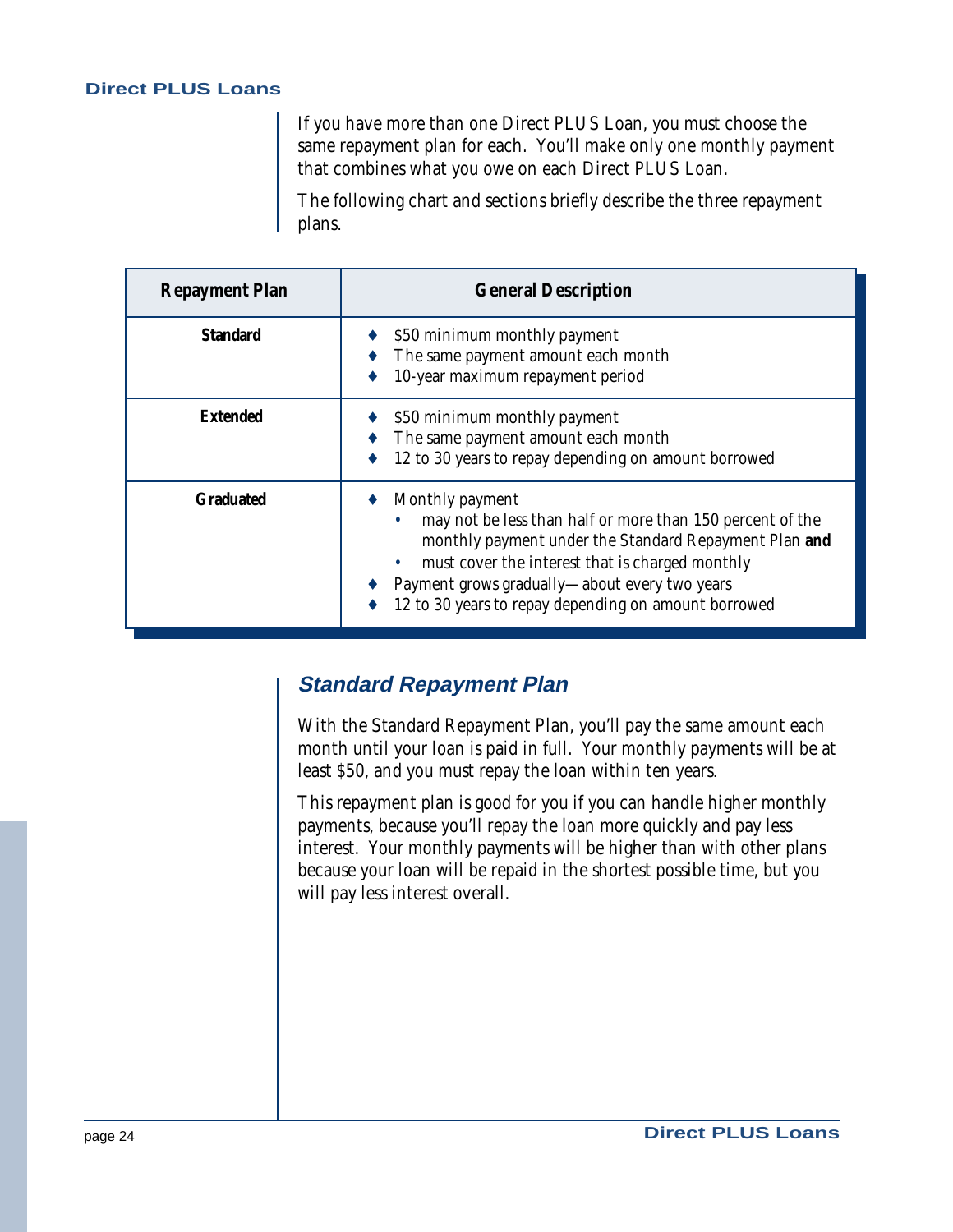If you have more than one Direct PLUS Loan, you must choose the same repayment plan for each. You'll make only one monthly payment that combines what you owe on each Direct PLUS Loan.

The following chart and sections briefly describe the three repayment plans.

| Repayment Plan | General Description |
|---|---|
| **Standard** | ♦ $50 minimum monthly payment<br>♦ The same payment amount each month<br>♦ 10-year maximum repayment period |
| **Extended** | ♦ $50 minimum monthly payment<br>♦ The same payment amount each month<br>♦ 12 to 30 years to repay depending on amount borrowed |
| **Graduated** | ♦ Monthly payment<br>• may not be less than half or more than 150 percent of the monthly payment under the Standard Repayment Plan **and**<br>• must cover the interest that is charged monthly<br>♦ Payment grows gradually—about every two years<br>♦ 12 to 30 years to repay depending on amount borrowed |

## *Standard Repayment Plan*

With the Standard Repayment Plan, you'll pay the same amount each month until your loan is paid in full. Your monthly payments will be at least $50, and you must repay the loan within ten years.

This repayment plan is good for you if you can handle higher monthly payments, because you'll repay the loan more quickly and pay less interest. Your monthly payments will be higher than with other plans because your loan will be repaid in the shortest possible time, but you will pay less interest overall.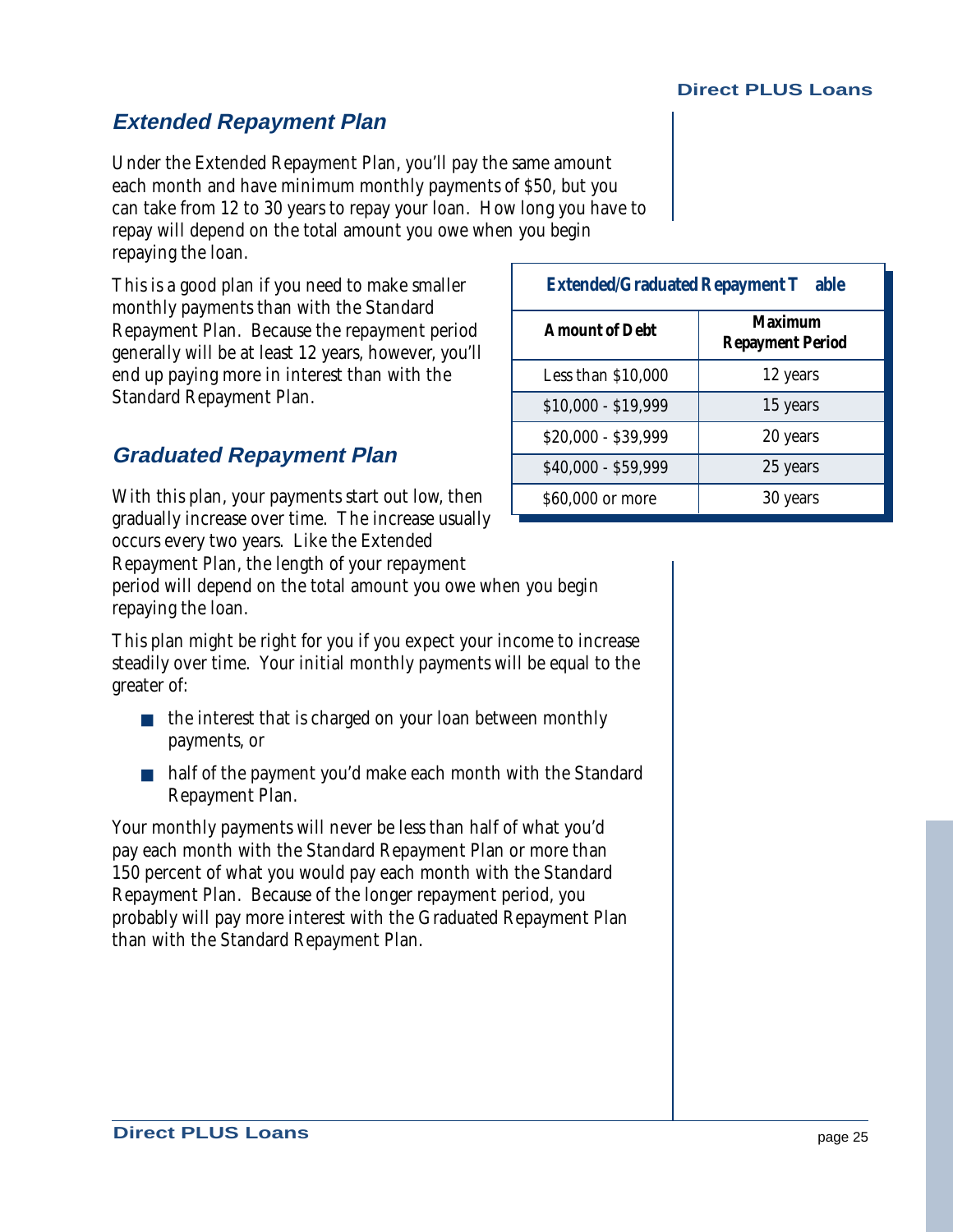## Extended Repayment Plan

Under the Extended Repayment Plan, you'll pay the same amount each month and have minimum monthly payments of $50, but you can take from 12 to 30 years to repay your loan. How long you have to repay will depend on the total amount you owe when you begin repaying the loan.

This is a good plan if you need to make smaller monthly payments than with the Standard Repayment Plan. Because the repayment period generally will be at least 12 years, however, you'll end up paying more in interest than with the Standard Repayment Plan.

**Extended/Graduated Repayment Table**

| Amount of Debt | Maximum Repayment Period |
|---|---|
| Less than $10,000 | 12 years |
| $10,000 - $19,999 | 15 years |
| $20,000 - $39,999 | 20 years |
| $40,000 - $59,999 | 25 years |
| $60,000 or more | 30 years |

## Graduated Repayment Plan

With this plan, your payments start out low, then gradually increase over time. The increase usually occurs every two years. Like the Extended Repayment Plan, the length of your repayment period will depend on the total amount you owe when you begin repaying the loan.

This plan might be right for you if you expect your income to increase steadily over time. Your initial monthly payments will be equal to the greater of:

- the interest that is charged on your loan between monthly payments, or
- half of the payment you'd make each month with the Standard Repayment Plan.

Your monthly payments will never be less than half of what you'd pay each month with the Standard Repayment Plan or more than 150 percent of what you would pay each month with the Standard Repayment Plan. Because of the longer repayment period, you probably will pay more interest with the Graduated Repayment Plan than with the Standard Repayment Plan.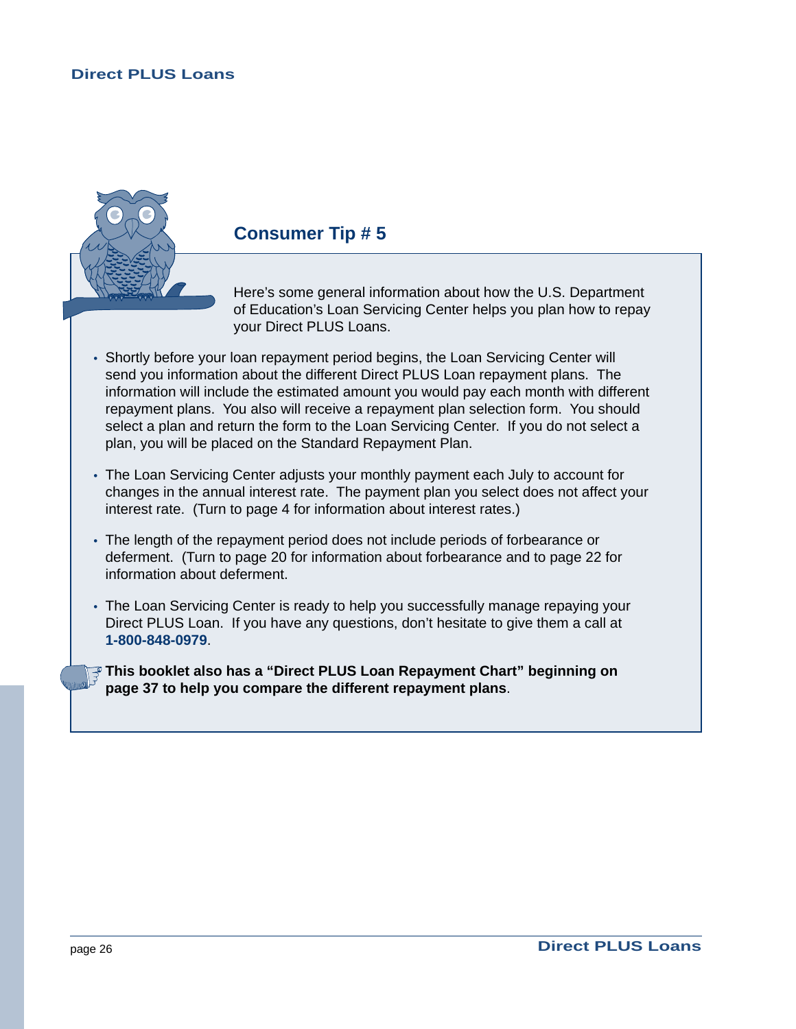## Consumer Tip # 5

Here's some general information about how the U.S. Department of Education's Loan Servicing Center helps you plan how to repay your Direct PLUS Loans.

- Shortly before your loan repayment period begins, the Loan Servicing Center will send you information about the different Direct PLUS Loan repayment plans. The information will include the estimated amount you would pay each month with different repayment plans. You also will receive a repayment plan selection form. You should select a plan and return the form to the Loan Servicing Center. If you do not select a plan, you will be placed on the Standard Repayment Plan.
- The Loan Servicing Center adjusts your monthly payment each July to account for changes in the annual interest rate. The payment plan you select does not affect your interest rate. (Turn to page 4 for information about interest rates.)
- The length of the repayment period does not include periods of forbearance or deferment. (Turn to page 20 for information about forbearance and to page 22 for information about deferment.
- The Loan Servicing Center is ready to help you successfully manage repaying your Direct PLUS Loan. If you have any questions, don't hesitate to give them a call at **1-800-848-0979**.

**This booklet also has a "Direct PLUS Loan Repayment Chart" beginning on page 37 to help you compare the different repayment plans**.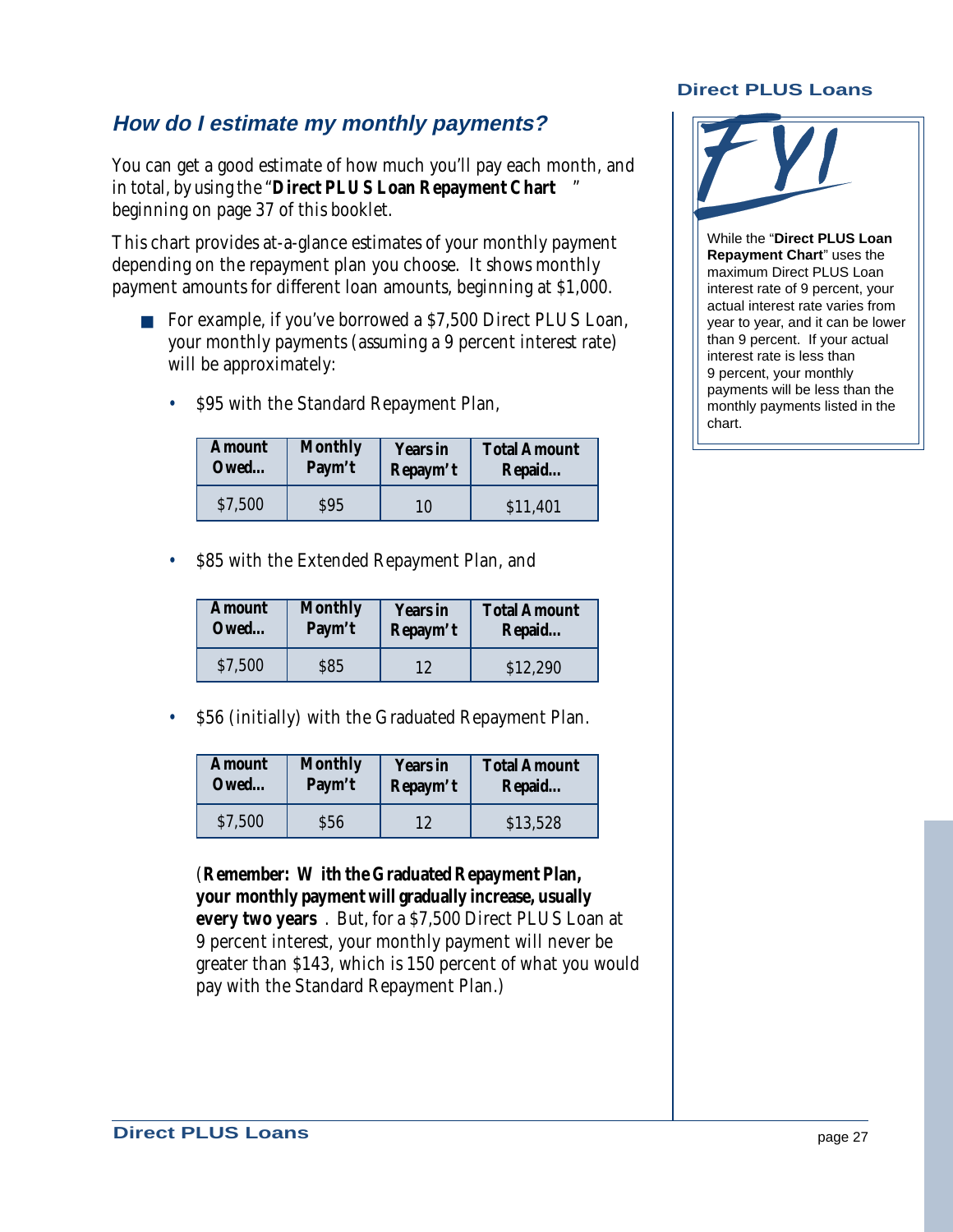## How do I estimate my monthly payments?

You can get a good estimate of how much you'll pay each month, and in total, by using the "**Direct PLUS Loan Repayment Chart**" beginning on page 37 of this booklet.

This chart provides at-a-glance estimates of your monthly payment depending on the repayment plan you choose. It shows monthly payment amounts for different loan amounts, beginning at $1,000.

- For example, if you've borrowed a $7,500 Direct PLUS Loan, your monthly payments (assuming a 9 percent interest rate) will be approximately:
  - $95 with the Standard Repayment Plan,

| Amount Owed... | Monthly Paym't | Years in Repaym't | Total Amount Repaid... |
|---|---|---|---|
| $7,500 | $95 | 10 | $11,401 |

  - $85 with the Extended Repayment Plan, and

| Amount Owed... | Monthly Paym't | Years in Repaym't | Total Amount Repaid... |
|---|---|---|---|
| $7,500 | $85 | 12 | $12,290 |

  - $56 (initially) with the Graduated Repayment Plan.

| Amount Owed... | Monthly Paym't | Years in Repaym't | Total Amount Repaid... |
|---|---|---|---|
| $7,500 | $56 | 12 | $13,528 |

(**Remember: With the Graduated Repayment Plan, your monthly payment will gradually increase, usually every two years**. But, for a $7,500 Direct PLUS Loan at 9 percent interest, your monthly payment will never be greater than $143, which is 150 percent of what you would pay with the Standard Repayment Plan.)

**FYI**

While the "**Direct PLUS Loan Repayment Chart**" uses the maximum Direct PLUS Loan interest rate of 9 percent, your actual interest rate varies from year to year, and it can be lower than 9 percent. If your actual interest rate is less than 9 percent, your monthly payments will be less than the monthly payments listed in the chart.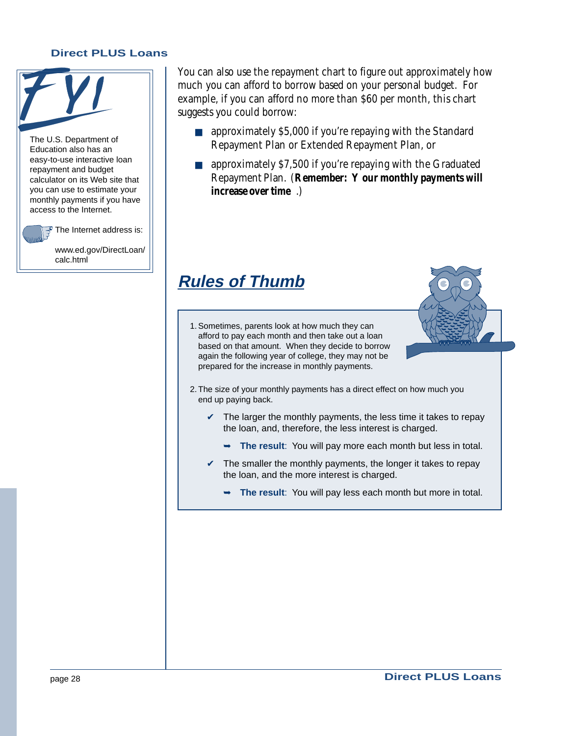**FYI**

The U.S. Department of Education also has an easy-to-use interactive loan repayment and budget calculator on its Web site that you can use to estimate your monthly payments if you have access to the Internet.

The Internet address is:

www.ed.gov/DirectLoan/calc.html

You can also use the repayment chart to figure out approximately how much you can afford to borrow based on your personal budget. For example, if you can afford no more than $60 per month, this chart suggests you could borrow:

- approximately $5,000 if you're repaying with the Standard Repayment Plan or Extended Repayment Plan, or
- approximately $7,500 if you're repaying with the Graduated Repayment Plan. (**Remember: Your monthly payments will increase over time**.)

## Rules of Thumb

1. Sometimes, parents look at how much they can afford to pay each month and then take out a loan based on that amount. When they decide to borrow again the following year of college, they may not be prepared for the increase in monthly payments.

2. The size of your monthly payments has a direct effect on how much you end up paying back.

   ✔ The larger the monthly payments, the less time it takes to repay the loan, and, therefore, the less interest is charged.

   ➥ **The result**: You will pay more each month but less in total.

   ✔ The smaller the monthly payments, the longer it takes to repay the loan, and the more interest is charged.

   ➥ **The result**: You will pay less each month but more in total.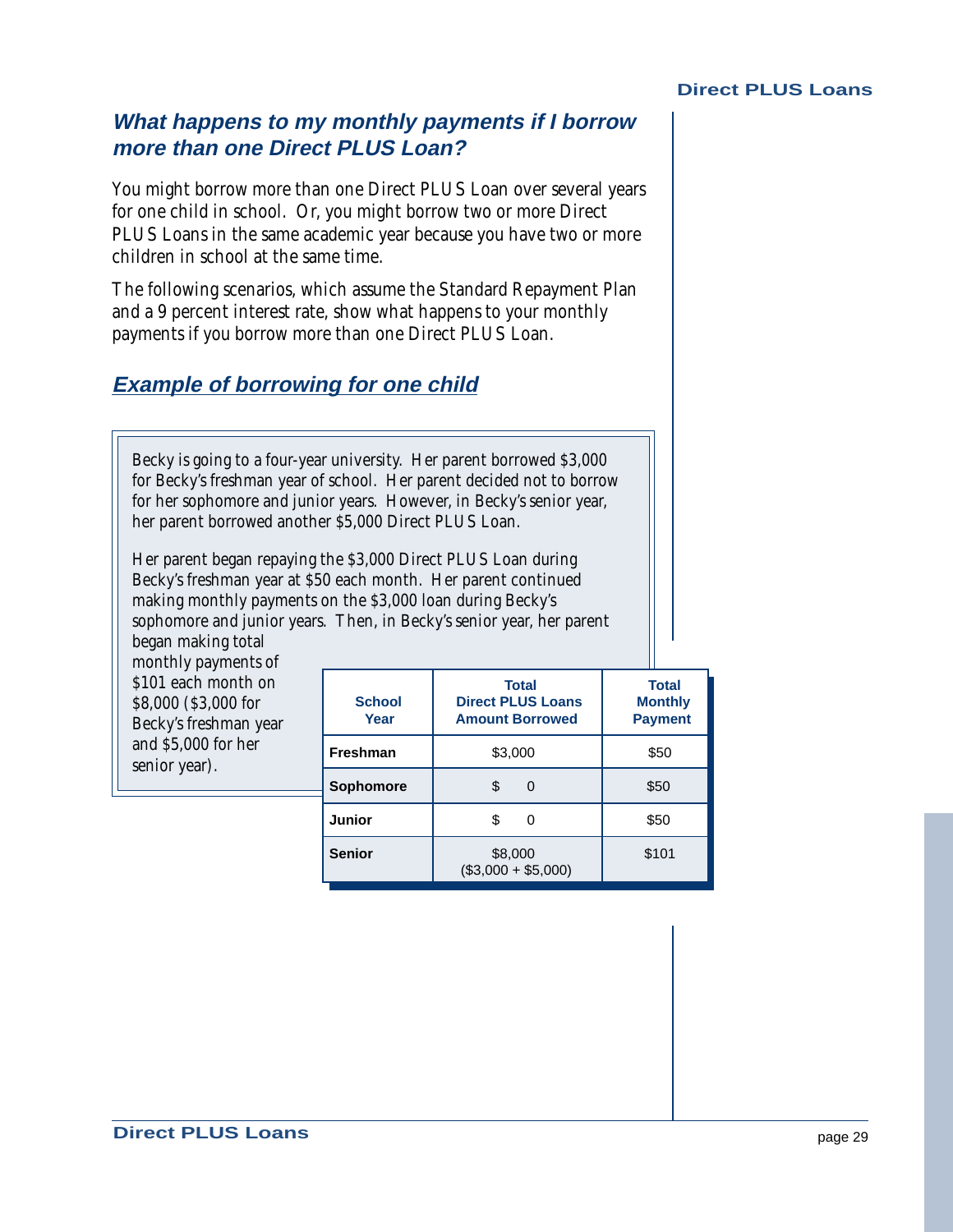## *What happens to my monthly payments if I borrow more than one Direct PLUS Loan?*

You might borrow more than one Direct PLUS Loan over several years for one child in school. Or, you might borrow two or more Direct PLUS Loans in the same academic year because you have two or more children in school at the same time.

The following scenarios, which assume the Standard Repayment Plan and a 9 percent interest rate, show what happens to your monthly payments if you borrow more than one Direct PLUS Loan.

### *Example of borrowing for one child*

Becky is going to a four-year university. Her parent borrowed $3,000 for Becky's freshman year of school. Her parent decided not to borrow for her sophomore and junior years. However, in Becky's senior year, her parent borrowed another $5,000 Direct PLUS Loan.

Her parent began repaying the $3,000 Direct PLUS Loan during Becky's freshman year at $50 each month. Her parent continued making monthly payments on the $3,000 loan during Becky's sophomore and junior years. Then, in Becky's senior year, her parent began making total monthly payments of $101 each month on $8,000 ($3,000 for Becky's freshman year and $5,000 for her senior year).

| School Year | Total Direct PLUS Loans Amount Borrowed | Total Monthly Payment |
|---|---|---|
| Freshman | $3,000 | $50 |
| Sophomore | $ 0 | $50 |
| Junior | $ 0 | $50 |
| Senior | $8,000 ($3,000 + $5,000) | $101 |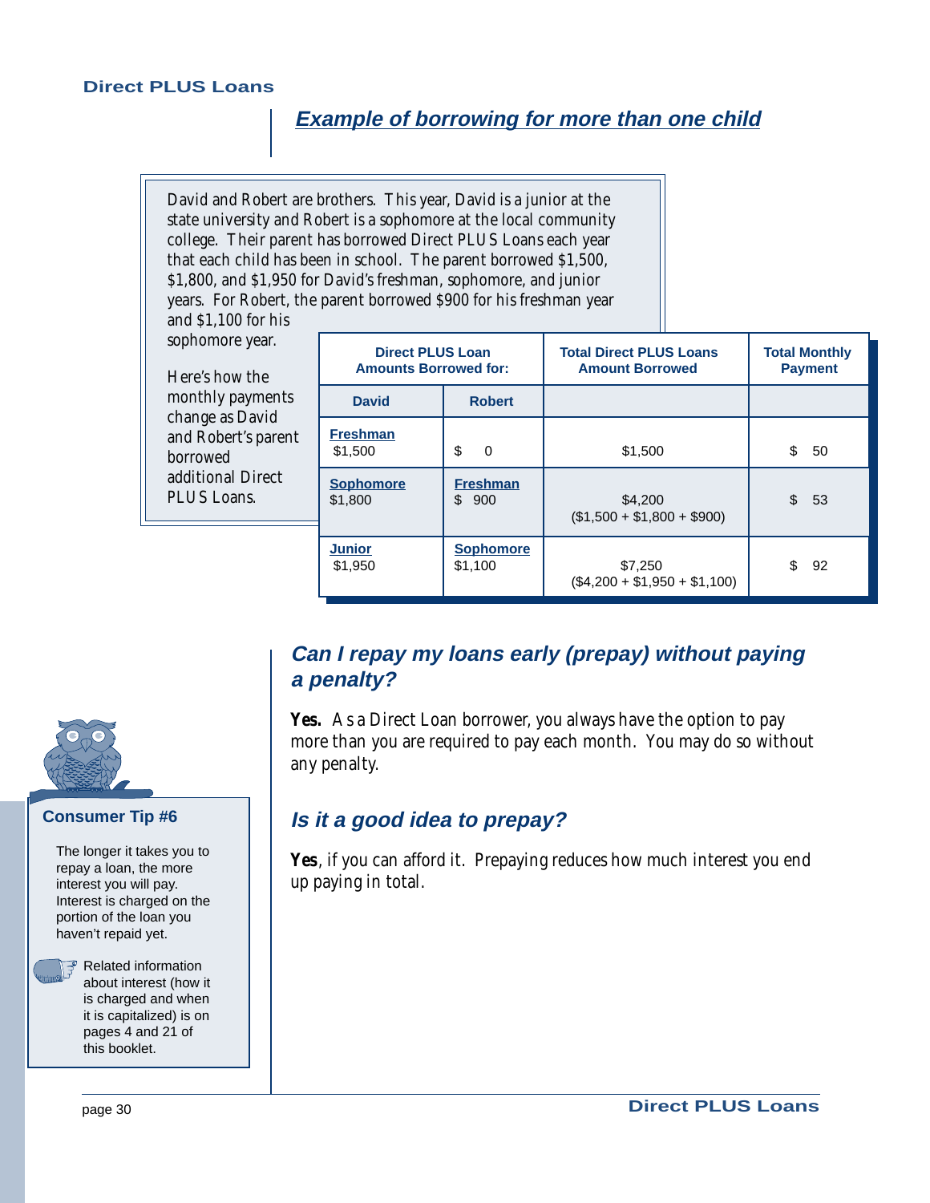## Example of borrowing for more than one child

David and Robert are brothers. This year, David is a junior at the state university and Robert is a sophomore at the local community college. Their parent has borrowed Direct PLUS Loans each year that each child has been in school. The parent borrowed $1,500, $1,800, and $1,950 for David's freshman, sophomore, and junior years. For Robert, the parent borrowed $900 for his freshman year and $1,100 for his sophomore year.

Here's how the monthly payments change as David and Robert's parent borrowed additional Direct PLUS Loans.

| Direct PLUS Loan Amounts Borrowed for: | | Total Direct PLUS Loans Amount Borrowed | Total Monthly Payment |
|---|---|---|---|
| **David** | **Robert** | | |
| **Freshman** $1,500 | $ 0 | $1,500 | $ 50 |
| **Sophomore** $1,800 | **Freshman** $ 900 | $4,200 ($1,500 + $1,800 + $900) | $ 53 |
| **Junior** $1,950 | **Sophomore** $1,100 | $7,250 ($4,200 + $1,950 + $1,100) | $ 92 |

### Can I repay my loans early (prepay) without paying a penalty?

**Yes.** As a Direct Loan borrower, you always have the option to pay more than you are required to pay each month. You may do so without any penalty.

### Is it a good idea to prepay?

**Yes**, if you can afford it. Prepaying reduces how much interest you end up paying in total.

**Consumer Tip #6**

The longer it takes you to repay a loan, the more interest you will pay. Interest is charged on the portion of the loan you haven't repaid yet.

Related information about interest (how it is charged and when it is capitalized) is on pages 4 and 21 of this booklet.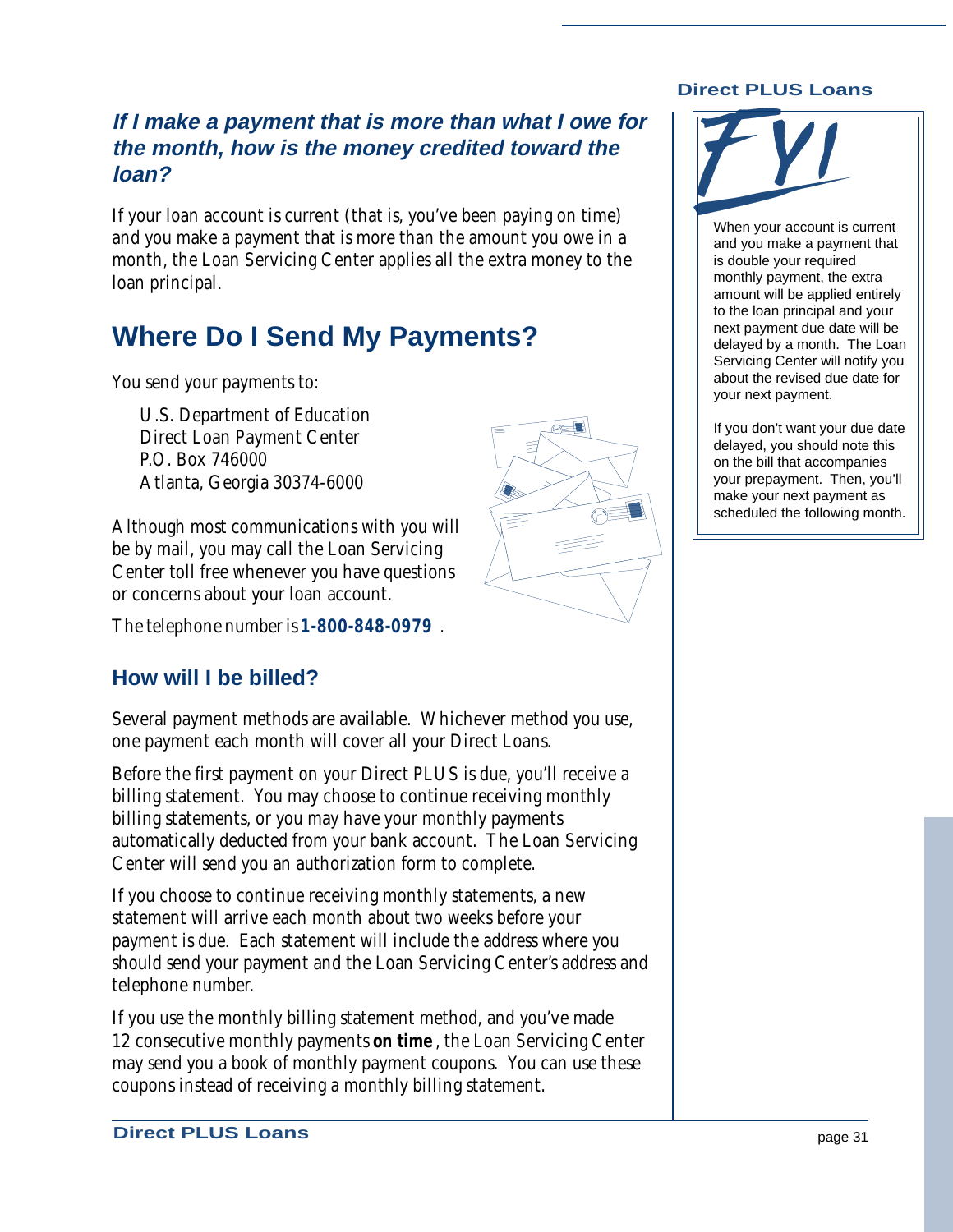### *If I make a payment that is more than what I owe for the month, how is the money credited toward the loan?*

If your loan account is current (that is, you've been paying on time) and you make a payment that is more than the amount you owe in a month, the Loan Servicing Center applies all the extra money to the loan principal.

## Where Do I Send My Payments?

You send your payments to:

U.S. Department of Education
Direct Loan Payment Center
P.O. Box 746000
Atlanta, Georgia 30374-6000

Although most communications with you will be by mail, you may call the Loan Servicing Center toll free whenever you have questions or concerns about your loan account.

The telephone number is **1-800-848-0979**.

### How will I be billed?

Several payment methods are available. Whichever method you use, one payment each month will cover all your Direct Loans.

Before the first payment on your Direct PLUS is due, you'll receive a billing statement. You may choose to continue receiving monthly billing statements, or you may have your monthly payments automatically deducted from your bank account. The Loan Servicing Center will send you an authorization form to complete.

If you choose to continue receiving monthly statements, a new statement will arrive each month about two weeks before your payment is due. Each statement will include the address where you should send your payment and the Loan Servicing Center's address and telephone number.

If you use the monthly billing statement method, and you've made 12 consecutive monthly payments **on time**, the Loan Servicing Center may send you a book of monthly payment coupons. You can use these coupons instead of receiving a monthly billing statement.

**FYI**

When your account is current and you make a payment that is double your required monthly payment, the extra amount will be applied entirely to the loan principal and your next payment due date will be delayed by a month. The Loan Servicing Center will notify you about the revised due date for your next payment.

If you don't want your due date delayed, you should note this on the bill that accompanies your prepayment. Then, you'll make your next payment as scheduled the following month.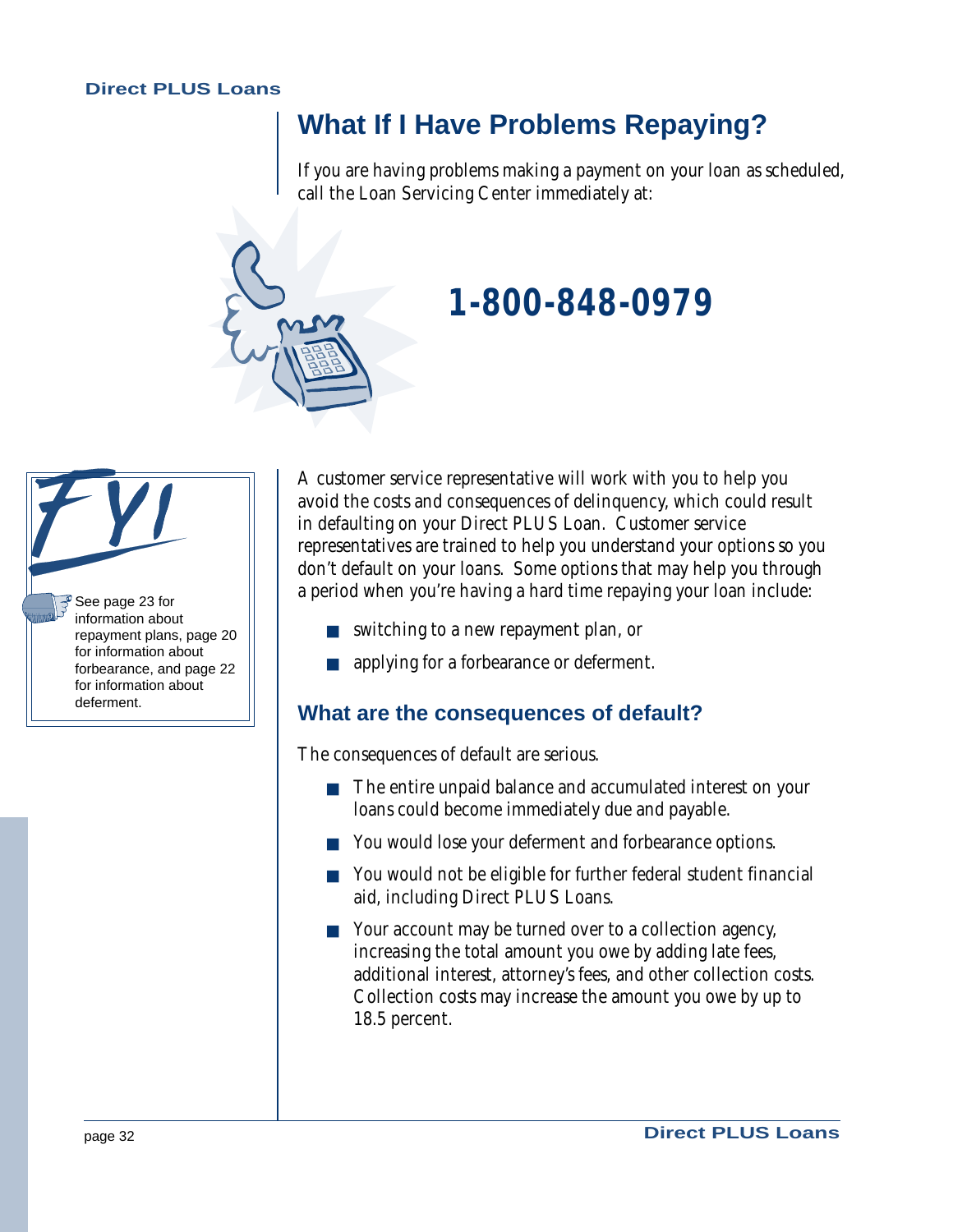## What If I Have Problems Repaying?

If you are having problems making a payment on your loan as scheduled, call the Loan Servicing Center immediately at:

**1-800-848-0979**

> **FYI**
>
> See page 23 for information about repayment plans, page 20 for information about forbearance, and page 22 for information about deferment.

A customer service representative will work with you to help you avoid the costs and consequences of delinquency, which could result in defaulting on your Direct PLUS Loan. Customer service representatives are trained to help you understand your options so you don't default on your loans. Some options that may help you through a period when you're having a hard time repaying your loan include:

- switching to a new repayment plan, or
- applying for a forbearance or deferment.

### What are the consequences of default?

The consequences of default are serious.

- The entire unpaid balance and accumulated interest on your loans could become immediately due and payable.
- You would lose your deferment and forbearance options.
- You would not be eligible for further federal student financial aid, including Direct PLUS Loans.
- Your account may be turned over to a collection agency, increasing the total amount you owe by adding late fees, additional interest, attorney's fees, and other collection costs. Collection costs may increase the amount you owe by up to 18.5 percent.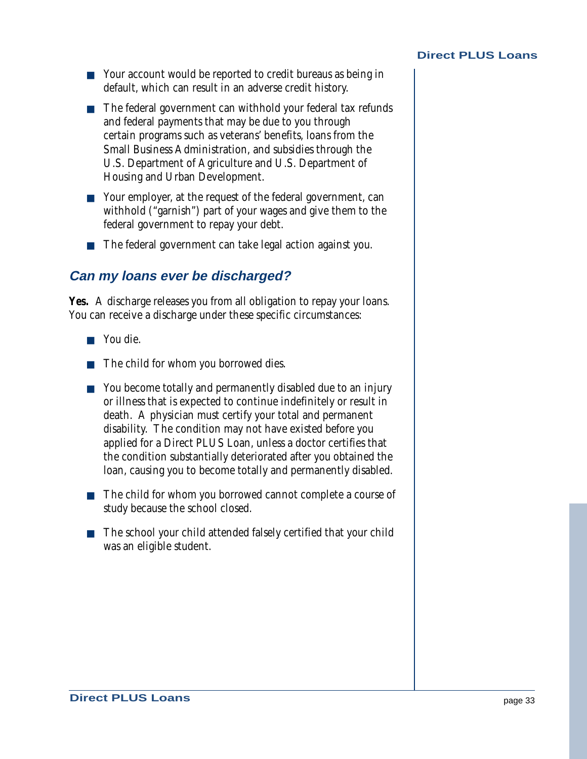- Your account would be reported to credit bureaus as being in default, which can result in an adverse credit history.
- The federal government can withhold your federal tax refunds and federal payments that may be due to you through certain programs such as veterans' benefits, loans from the Small Business Administration, and subsidies through the U.S. Department of Agriculture and U.S. Department of Housing and Urban Development.
- Your employer, at the request of the federal government, can withhold ("garnish") part of your wages and give them to the federal government to repay your debt.
- The federal government can take legal action against you.

## Can my loans ever be discharged?

**Yes.** A discharge releases you from all obligation to repay your loans. You can receive a discharge under these specific circumstances:

- You die.
- The child for whom you borrowed dies.
- You become totally and permanently disabled due to an injury or illness that is expected to continue indefinitely or result in death. A physician must certify your total and permanent disability. The condition may not have existed before you applied for a Direct PLUS Loan, unless a doctor certifies that the condition substantially deteriorated after you obtained the loan, causing you to become totally and permanently disabled.
- The child for whom you borrowed cannot complete a course of study because the school closed.
- The school your child attended falsely certified that your child was an eligible student.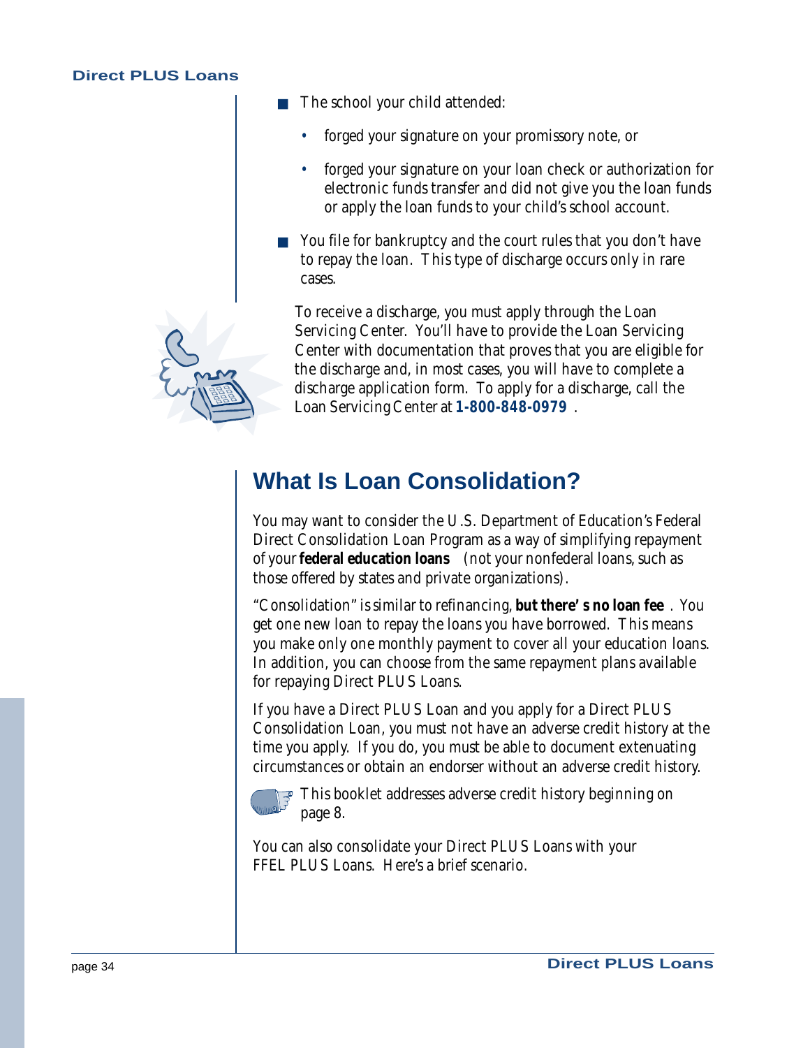- The school your child attended:
  - forged your signature on your promissory note, or
  - forged your signature on your loan check or authorization for electronic funds transfer and did not give you the loan funds or apply the loan funds to your child's school account.
- You file for bankruptcy and the court rules that you don't have to repay the loan. This type of discharge occurs only in rare cases.

To receive a discharge, you must apply through the Loan Servicing Center. You'll have to provide the Loan Servicing Center with documentation that proves that you are eligible for the discharge and, in most cases, you will have to complete a discharge application form. To apply for a discharge, call the Loan Servicing Center at **1-800-848-0979**.

# What Is Loan Consolidation?

You may want to consider the U.S. Department of Education's Federal Direct Consolidation Loan Program as a way of simplifying repayment of your **federal education loans** (not your nonfederal loans, such as those offered by states and private organizations).

"Consolidation" is similar to refinancing, **but there's no loan fee**. You get one new loan to repay the loans you have borrowed. This means you make only one monthly payment to cover all your education loans. In addition, you can choose from the same repayment plans available for repaying Direct PLUS Loans.

If you have a Direct PLUS Loan and you apply for a Direct PLUS Consolidation Loan, you must not have an adverse credit history at the time you apply. If you do, you must be able to document extenuating circumstances or obtain an endorser without an adverse credit history.

This booklet addresses adverse credit history beginning on page 8.

You can also consolidate your Direct PLUS Loans with your FFEL PLUS Loans. Here's a brief scenario.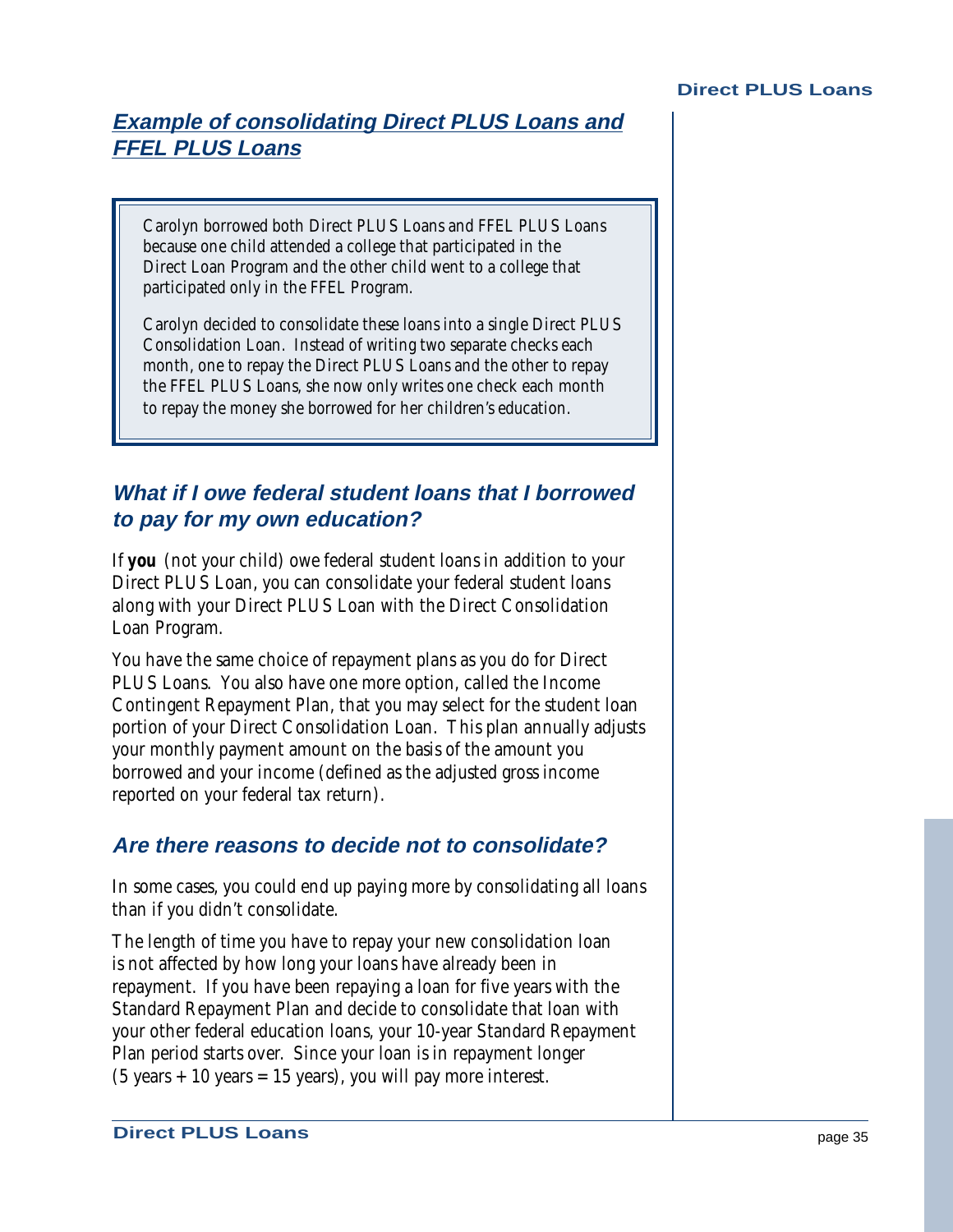## ***Example of consolidating Direct PLUS Loans and FFEL PLUS Loans***

> Carolyn borrowed both Direct PLUS Loans and FFEL PLUS Loans because one child attended a college that participated in the Direct Loan Program and the other child went to a college that participated only in the FFEL Program.
>
> Carolyn decided to consolidate these loans into a single Direct PLUS Consolidation Loan. Instead of writing two separate checks each month, one to repay the Direct PLUS Loans and the other to repay the FFEL PLUS Loans, she now only writes one check each month to repay the money she borrowed for her children's education.

## *What if I owe federal student loans that I borrowed to pay for my own education?*

If ***you*** (not your child) owe federal student loans in addition to your Direct PLUS Loan, you can consolidate your federal student loans along with your Direct PLUS Loan with the Direct Consolidation Loan Program.

You have the same choice of repayment plans as you do for Direct PLUS Loans. You also have one more option, called the Income Contingent Repayment Plan, that you may select for the student loan portion of your Direct Consolidation Loan. This plan annually adjusts your monthly payment amount on the basis of the amount you borrowed and your income (defined as the adjusted gross income reported on your federal tax return).

## *Are there reasons to decide not to consolidate?*

In some cases, you could end up paying more by consolidating all loans than if you didn't consolidate.

The length of time you have to repay your new consolidation loan is not affected by how long your loans have already been in repayment. If you have been repaying a loan for five years with the Standard Repayment Plan and decide to consolidate that loan with your other federal education loans, your 10-year Standard Repayment Plan period starts over. Since your loan is in repayment longer (5 years + 10 years = 15 years), you will pay more interest.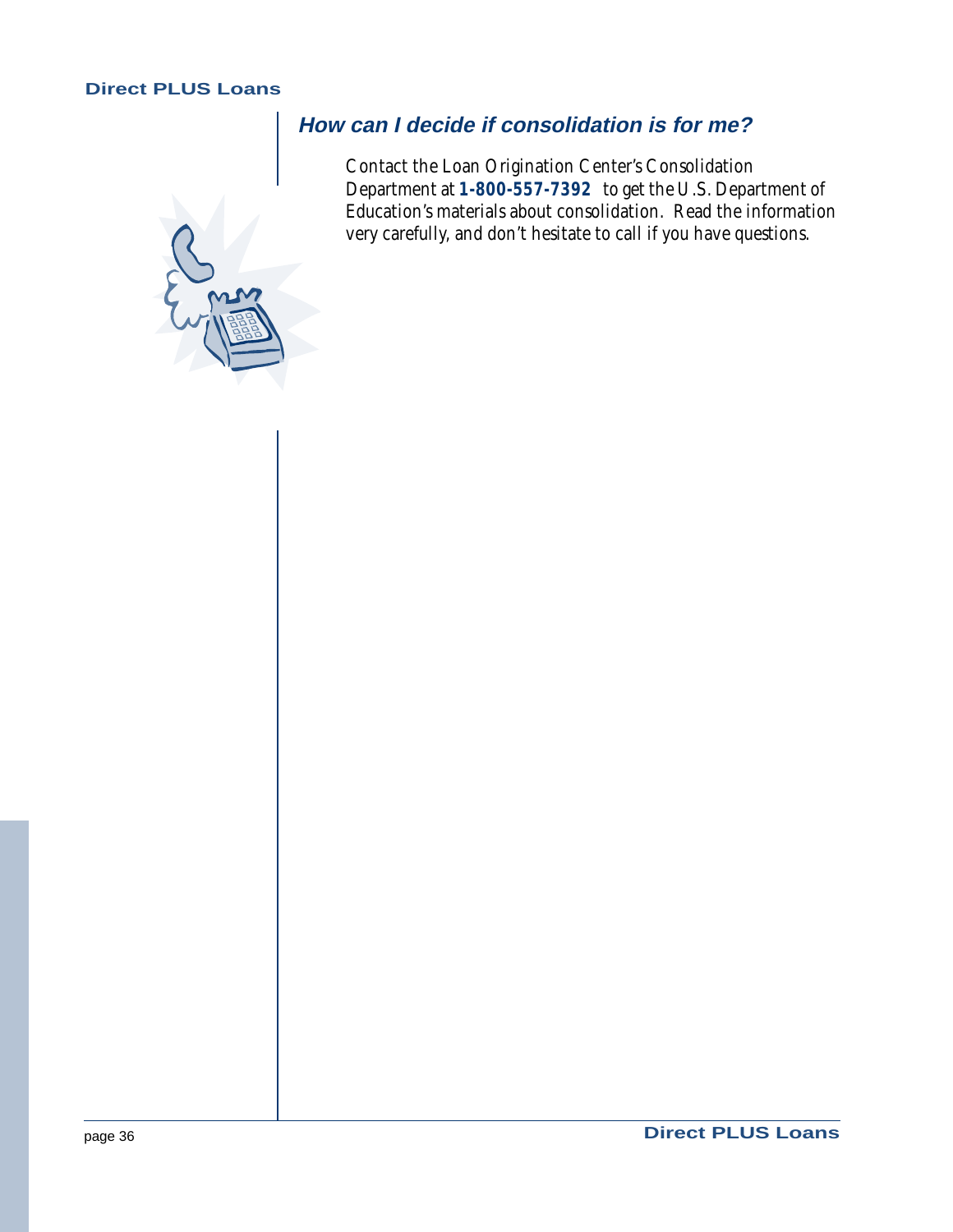## How can I decide if consolidation is for me?

Contact the Loan Origination Center's Consolidation Department at **1-800-557-7392** to get the U.S. Department of Education's materials about consolidation. Read the information very carefully, and don't hesitate to call if you have questions.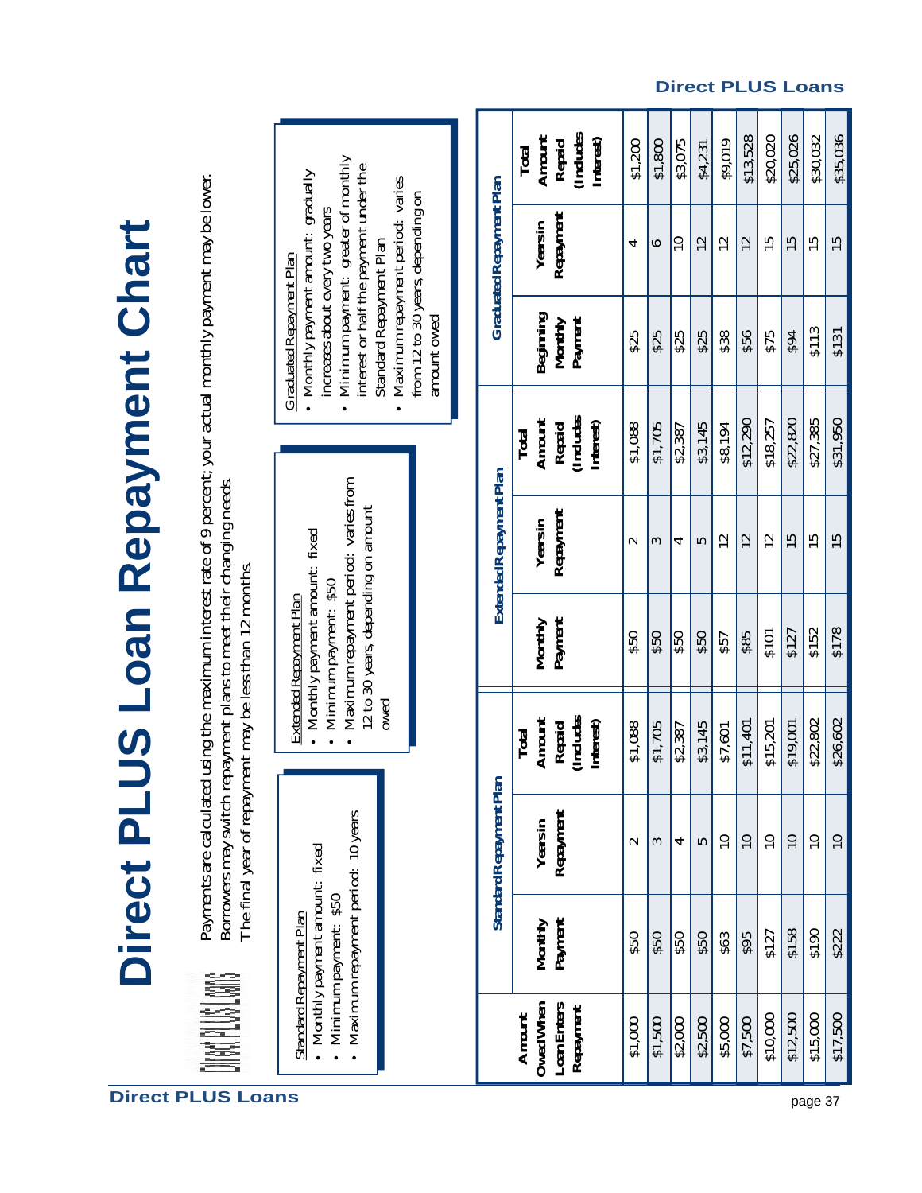# Direct PLUS Loan Repayment Chart

Payments are calculated using the maximum interest rate of 9 percent; your actual monthly payment may be lower. Borrowers may switch repayment plans to meet their changing needs. The final year of repayment may be less than 12 months.

Standard Repayment Plan

- Monthly payment amount: fixed
- Minimum payment: $50
- Maximum repayment period: 10 years

Extended Repayment Plan

- Monthly payment amount: fixed
- Minimum payment: $50
- Maximum repayment period: varies from 12 to 30 years, depending on amount owed

Graduated Repayment Plan

- Monthly payment amount: gradually increases about every two years
- Minimum payment: greater of monthly interest or half the payment under the Standard Repayment Plan
- Maximum repayment period: varies from 12 to 30 years, depending on amount owed

| Amount Owed When Loan Enters Repayment | Standard Repayment Plan | | | Extended Repayment Plan | | | Graduated Repayment Plan | | |
|---|---|---|---|---|---|---|---|---|---|
| | Monthly Payment | Years in Repayment | Total Amount Repaid (Includes Interest) | Monthly Payment | Years in Repayment | Total Amount Repaid (Includes Interest) | Beginning Monthly Payment | Years in Repayment | Total Amount Repaid (Includes Interest) |
| $1,000 | $50 | 2 | $1,088 | $50 | 2 | $1,088 | $25 | 4 | $1,200 |
| $1,500 | $50 | 3 | $1,705 | $50 | 3 | $1,705 | $25 | 6 | $1,800 |
| $2,000 | $50 | 4 | $2,387 | $50 | 4 | $2,387 | $25 | 10 | $3,075 |
| $2,500 | $50 | 5 | $3,145 | $50 | 5 | $3,145 | $25 | 12 | $4,231 |
| $5,000 | $63 | 10 | $7,601 | $57 | 12 | $8,194 | $38 | 12 | $9,019 |
| $7,500 | $95 | 10 | $11,401 | $85 | 12 | $12,290 | $56 | 12 | $13,528 |
| $10,000 | $127 | 10 | $15,201 | $101 | 12 | $18,257 | $75 | 15 | $20,020 |
| $12,500 | $158 | 10 | $19,001 | $127 | 15 | $22,820 | $94 | 15 | $25,026 |
| $15,000 | $190 | 10 | $22,802 | $152 | 15 | $27,385 | $113 | 15 | $30,032 |
| $17,500 | $222 | 10 | $26,602 | $178 | 15 | $31,950 | $131 | 15 | $35,036 |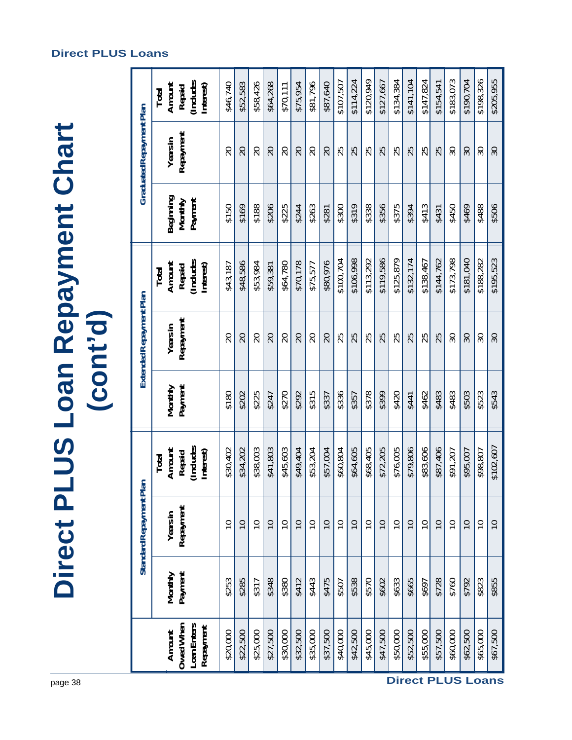# Direct PLUS Loan Repayment Chart (cont'd)

| Amount Owed When Loan Enters Repayment | Standard Repayment Plan | | | Extended Repayment Plan | | | Graduated Repayment Plan | | |
|---|---|---|---|---|---|---|---|---|---|
| | Monthly Payment | Years in Repayment | Total Amount Repaid (Includes Interest) | Monthly Payment | Years in Repayment | Total Amount Repaid (Includes Interest) | Beginning Monthly Payment | Years in Repayment | Total Amount Repaid (Includes Interest) |
| $20,000 | $253 | 10 | $30,402 | $180 | 20 | $43,187 | $150 | 20 | $46,740 |
| $22,500 | $285 | 10 | $34,202 | $202 | 20 | $48,586 | $169 | 20 | $52,583 |
| $25,000 | $317 | 10 | $38,003 | $225 | 20 | $53,984 | $188 | 20 | $58,426 |
| $27,500 | $348 | 10 | $41,803 | $247 | 20 | $59,381 | $206 | 20 | $64,268 |
| $30,000 | $380 | 10 | $45,603 | $270 | 20 | $64,780 | $225 | 20 | $70,111 |
| $32,500 | $412 | 10 | $49,404 | $292 | 20 | $70,178 | $244 | 20 | $75,954 |
| $35,000 | $443 | 10 | $53,204 | $315 | 20 | $75,577 | $263 | 20 | $81,796 |
| $37,500 | $475 | 10 | $57,004 | $337 | 20 | $80,976 | $281 | 20 | $87,640 |
| $40,000 | $507 | 10 | $60,804 | $336 | 25 | $100,704 | $300 | 25 | $107,507 |
| $42,500 | $538 | 10 | $64,605 | $357 | 25 | $106,998 | $319 | 25 | $114,224 |
| $45,000 | $570 | 10 | $68,405 | $378 | 25 | $113,292 | $338 | 25 | $120,949 |
| $47,500 | $602 | 10 | $72,205 | $399 | 25 | $119,586 | $356 | 25 | $127,667 |
| $50,000 | $633 | 10 | $76,005 | $420 | 25 | $125,879 | $375 | 25 | $134,384 |
| $52,500 | $665 | 10 | $79,806 | $441 | 25 | $132,174 | $394 | 25 | $141,104 |
| $55,000 | $697 | 10 | $83,606 | $462 | 25 | $138,467 | $413 | 25 | $147,824 |
| $57,500 | $728 | 10 | $87,406 | $483 | 25 | $144,762 | $431 | 25 | $154,541 |
| $60,000 | $760 | 10 | $91,207 | $483 | 30 | $173,798 | $450 | 30 | $183,073 |
| $62,500 | $792 | 10 | $95,007 | $503 | 30 | $181,040 | $469 | 30 | $190,704 |
| $65,000 | $823 | 10 | $98,807 | $523 | 30 | $188,282 | $488 | 30 | $198,326 |
| $67,500 | $855 | 10 | $102,607 | $543 | 30 | $195,523 | $506 | 30 | $205,955 |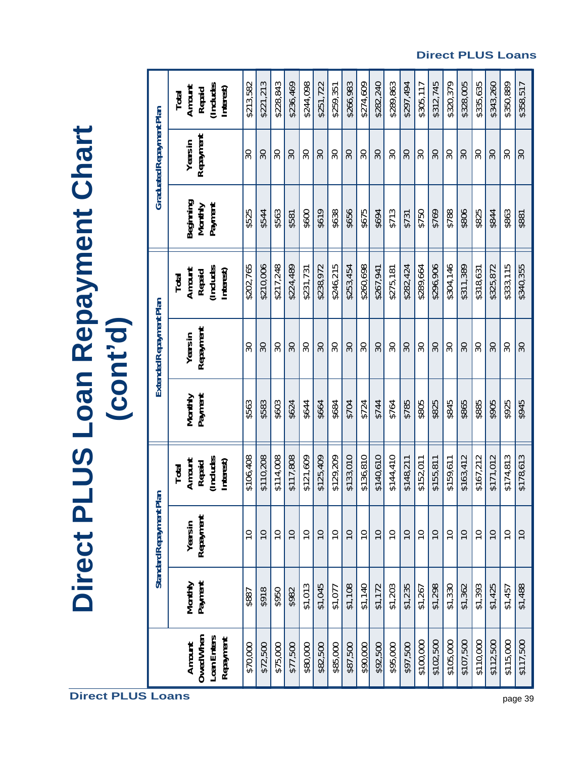# Direct PLUS Loan Repayment Chart (cont'd)

| Amount Owed When Loan Enters Repayment | Standard Repayment Plan | | | Extended Repayment Plan | | | Graduated Repayment Plan | | |
|---|---|---|---|---|---|---|---|---|---|
| | Monthly Payment | Years in Repayment | Total Amount Repaid (Includes Interest) | Monthly Payment | Years in Repayment | Total Amount Repaid (Includes Interest) | Beginning Monthly Payment | Years in Repayment | Total Amount Repaid (Includes Interest) |
| $70,000 | $887 | 10 | $106,408 | $563 | 30 | $202,765 | $525 | 30 | $213,582 |
| $72,500 | $918 | 10 | $110,208 | $583 | 30 | $210,006 | $544 | 30 | $221,213 |
| $75,000 | $950 | 10 | $114,008 | $603 | 30 | $217,248 | $563 | 30 | $228,843 |
| $77,500 | $982 | 10 | $117,808 | $624 | 30 | $224,489 | $581 | 30 | $236,469 |
| $80,000 | $1,013 | 10 | $121,609 | $644 | 30 | $231,731 | $600 | 30 | $244,098 |
| $82,500 | $1,045 | 10 | $125,409 | $664 | 30 | $238,972 | $619 | 30 | $251,722 |
| $85,000 | $1,077 | 10 | $129,209 | $684 | 30 | $246,215 | $638 | 30 | $259,351 |
| $87,500 | $1,108 | 10 | $133,010 | $704 | 30 | $253,454 | $656 | 30 | $266,983 |
| $90,000 | $1,140 | 10 | $136,810 | $724 | 30 | $260,698 | $675 | 30 | $274,609 |
| $92,500 | $1,172 | 10 | $140,610 | $744 | 30 | $267,941 | $694 | 30 | $282,240 |
| $95,000 | $1,203 | 10 | $144,410 | $764 | 30 | $275,181 | $713 | 30 | $289,863 |
| $97,500 | $1,235 | 10 | $148,211 | $785 | 30 | $282,424 | $731 | 30 | $297,494 |
| $100,000 | $1,267 | 10 | $152,011 | $805 | 30 | $289,664 | $750 | 30 | $305,117 |
| $102,500 | $1,298 | 10 | $155,811 | $825 | 30 | $296,906 | $769 | 30 | $312,745 |
| $105,000 | $1,330 | 10 | $159,611 | $845 | 30 | $304,146 | $788 | 30 | $320,379 |
| $107,500 | $1,362 | 10 | $163,412 | $865 | 30 | $311,389 | $806 | 30 | $328,005 |
| $110,000 | $1,393 | 10 | $167,212 | $885 | 30 | $318,631 | $825 | 30 | $335,635 |
| $112,500 | $1,425 | 10 | $171,012 | $905 | 30 | $325,872 | $844 | 30 | $343,260 |
| $115,000 | $1,457 | 10 | $174,813 | $925 | 30 | $333,115 | $863 | 30 | $350,889 |
| $117,500 | $1,488 | 10 | $178,613 | $945 | 30 | $340,355 | $881 | 30 | $358,517 |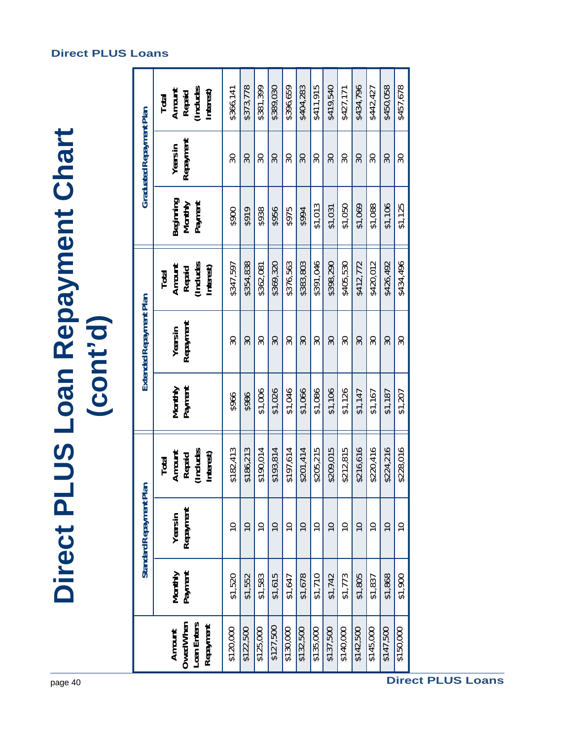# Direct PLUS Loan Repayment Chart (cont'd)

| Amount Owed When Loan Enters Repayment | Standard Repayment Plan | | | Extended Repayment Plan | | | Graduated Repayment Plan | | |
|---|---|---|---|---|---|---|---|---|---|
| | Monthly Payment | Years in Repayment | Total Amount Repaid (Includes Interest) | Monthly Payment | Years in Repayment | Total Amount Repaid (Includes Interest) | Beginning Monthly Payment | Years in Repayment | Total Amount Repaid (Includes Interest) |
| $120,000 | $1,520 | 10 | $182,413 | $966 | 30 | $347,597 | $900 | 30 | $366,141 |
| $122,500 | $1,552 | 10 | $186,213 | $986 | 30 | $354,838 | $919 | 30 | $373,778 |
| $125,000 | $1,583 | 10 | $190,014 | $1,006 | 30 | $362,081 | $938 | 30 | $381,399 |
| $127,500 | $1,615 | 10 | $193,814 | $1,026 | 30 | $369,320 | $956 | 30 | $389,030 |
| $130,000 | $1,647 | 10 | $197,614 | $1,046 | 30 | $376,563 | $975 | 30 | $396,659 |
| $132,500 | $1,678 | 10 | $201,414 | $1,066 | 30 | $383,803 | $994 | 30 | $404,283 |
| $135,000 | $1,710 | 10 | $205,215 | $1,086 | 30 | $391,046 | $1,013 | 30 | $411,915 |
| $137,500 | $1,742 | 10 | $209,015 | $1,106 | 30 | $398,290 | $1,031 | 30 | $419,540 |
| $140,000 | $1,773 | 10 | $212,815 | $1,126 | 30 | $405,530 | $1,050 | 30 | $427,171 |
| $142,500 | $1,805 | 10 | $216,616 | $1,147 | 30 | $412,772 | $1,069 | 30 | $434,796 |
| $145,000 | $1,837 | 10 | $220,416 | $1,167 | 30 | $420,012 | $1,088 | 30 | $442,427 |
| $147,500 | $1,868 | 10 | $224,216 | $1,187 | 30 | $426,492 | $1,106 | 30 | $450,058 |
| $150,000 | $1,900 | 10 | $228,016 | $1,207 | 30 | $434,496 | $1,125 | 30 | $457,678 |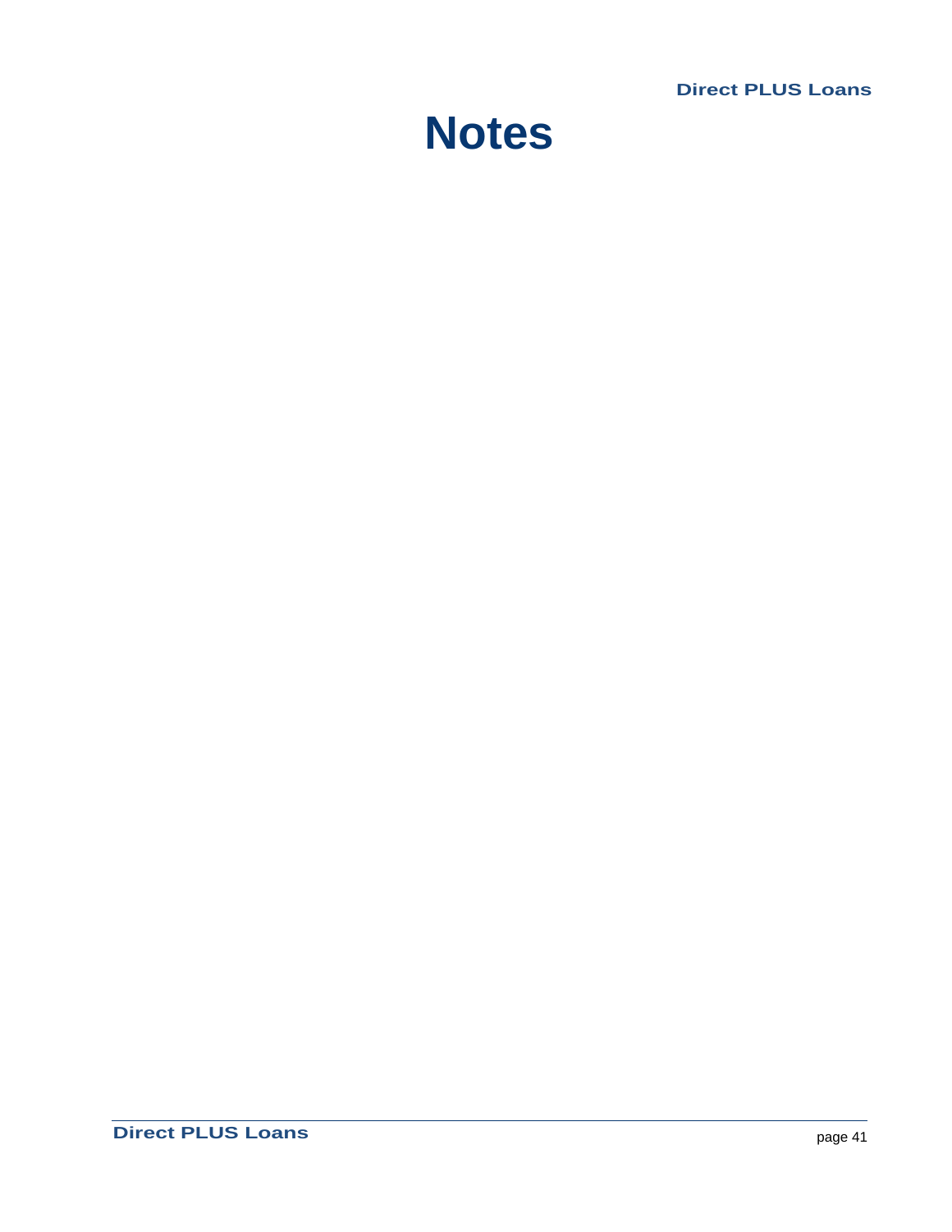# Notes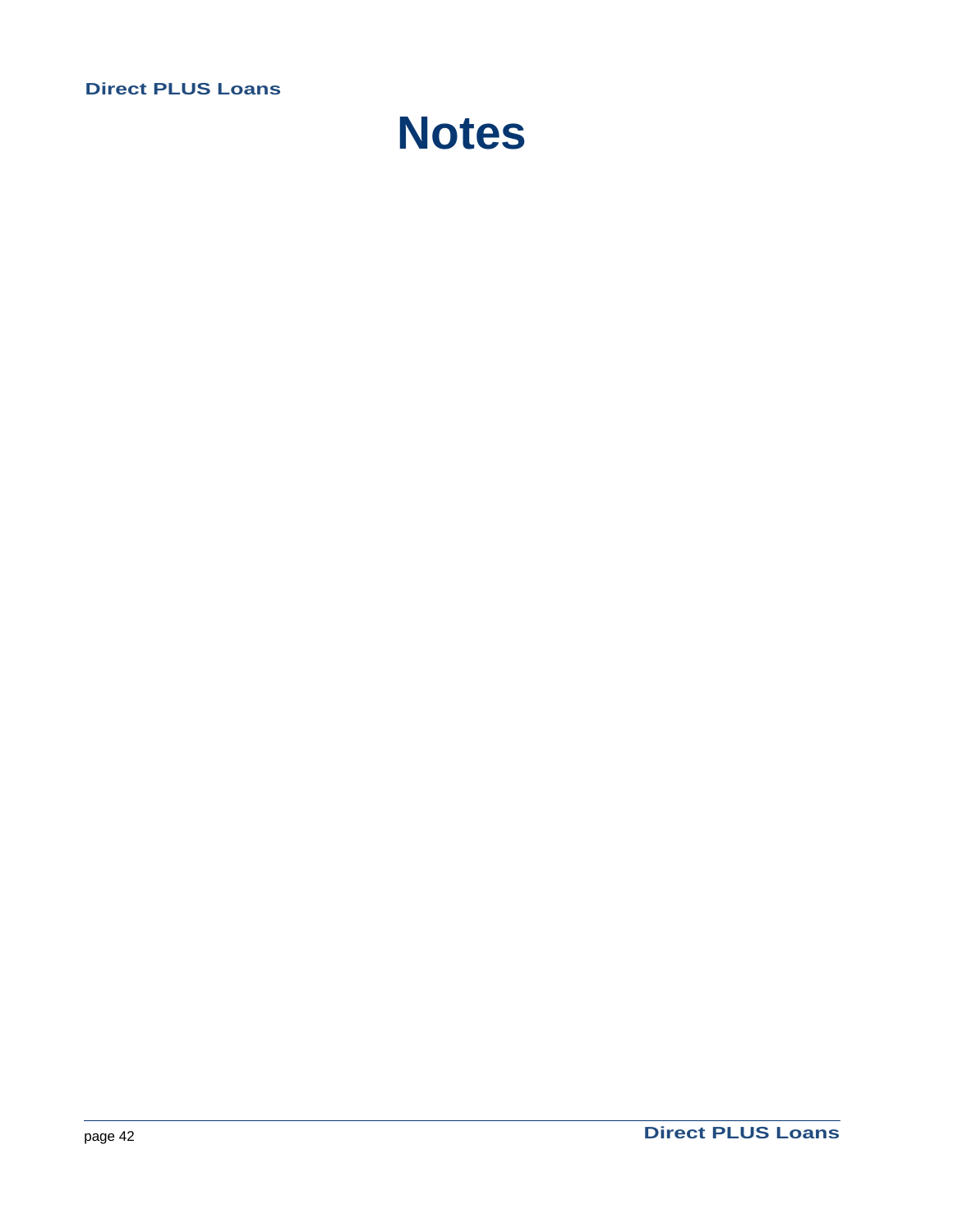# Notes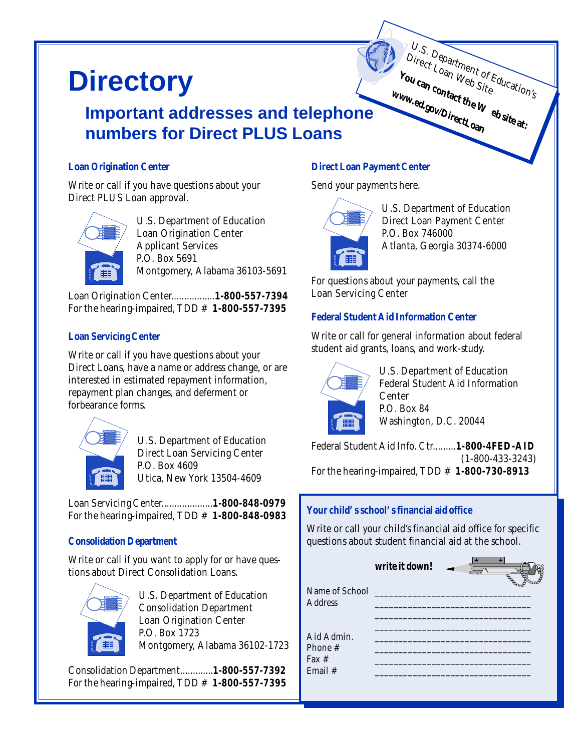# Directory

## Important addresses and telephone numbers for Direct PLUS Loans

U.S. Department of Education's Direct Loan Web Site

**You can contact the Web site at:**
**www.ed.gov/DirectLoan**

### Loan Origination Center

Write or call if you have questions about your Direct PLUS Loan approval.

U.S. Department of Education
Loan Origination Center
Applicant Services
P.O. Box 5691
Montgomery, Alabama 36103-5691

Loan Origination Center.................**1-800-557-7394**
For the hearing-impaired, TDD # **1-800-557-7395**

### Loan Servicing Center

Write or call if you have questions about your Direct Loans, have a name or address change, or are interested in estimated repayment information, repayment plan changes, and deferment or forbearance forms.

U.S. Department of Education
Direct Loan Servicing Center
P.O. Box 4609
Utica, New York 13504-4609

Loan Servicing Center...................**1-800-848-0979**
For the hearing-impaired, TDD # **1-800-848-0983**

### Consolidation Department

Write or call if you want to apply for or have questions about Direct Consolidation Loans.

U.S. Department of Education
Consolidation Department
Loan Origination Center
P.O. Box 1723
Montgomery, Alabama 36102-1723

Consolidation Department............**1-800-557-7392**
For the hearing-impaired, TDD # **1-800-557-7395**

### Direct Loan Payment Center

Send your payments here.

U.S. Department of Education
Direct Loan Payment Center
P.O. Box 746000
Atlanta, Georgia 30374-6000

For questions about your payments, call the Loan Servicing Center

### Federal Student Aid Information Center

Write or call for general information about federal student aid grants, loans, and work-study.

U.S. Department of Education
Federal Student Aid Information Center
P.O. Box 84
Washington, D.C. 20044

Federal Student Aid Info. Ctr.........**1-800-4FED-AID**
(1-800-433-3243)
For the hearing-impaired, TDD # **1-800-730-8913**

### Your child's school's financial aid office

Write or call your child's financial aid office for specific questions about student financial aid at the school.

**write it down!**

Name of School ______________________________

Address ______________________________
______________________________
______________________________

Aid Admin. ______________________________

Phone # ______________________________

Fax # ______________________________

Email # ______________________________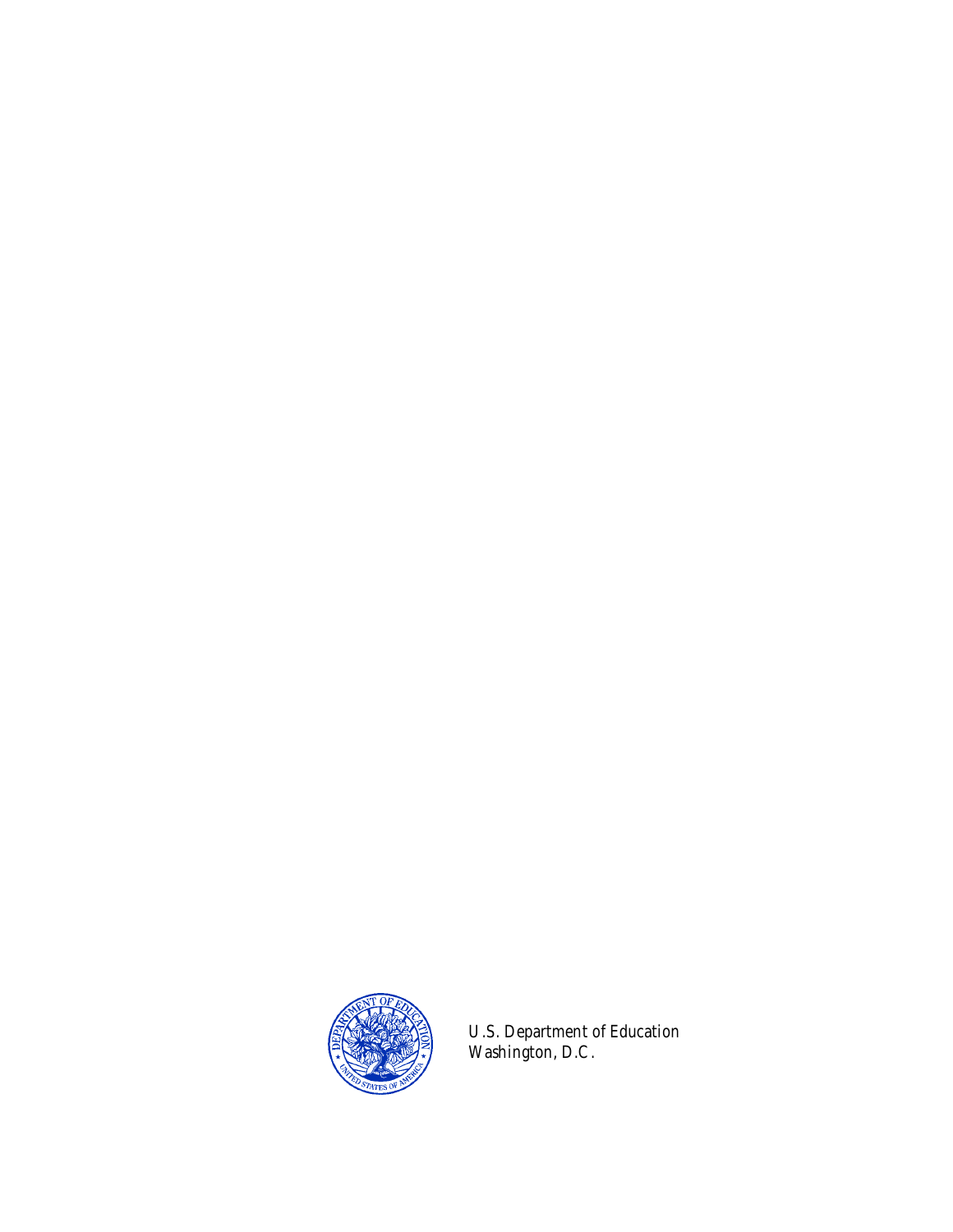U.S. Department of Education
Washington, D.C.